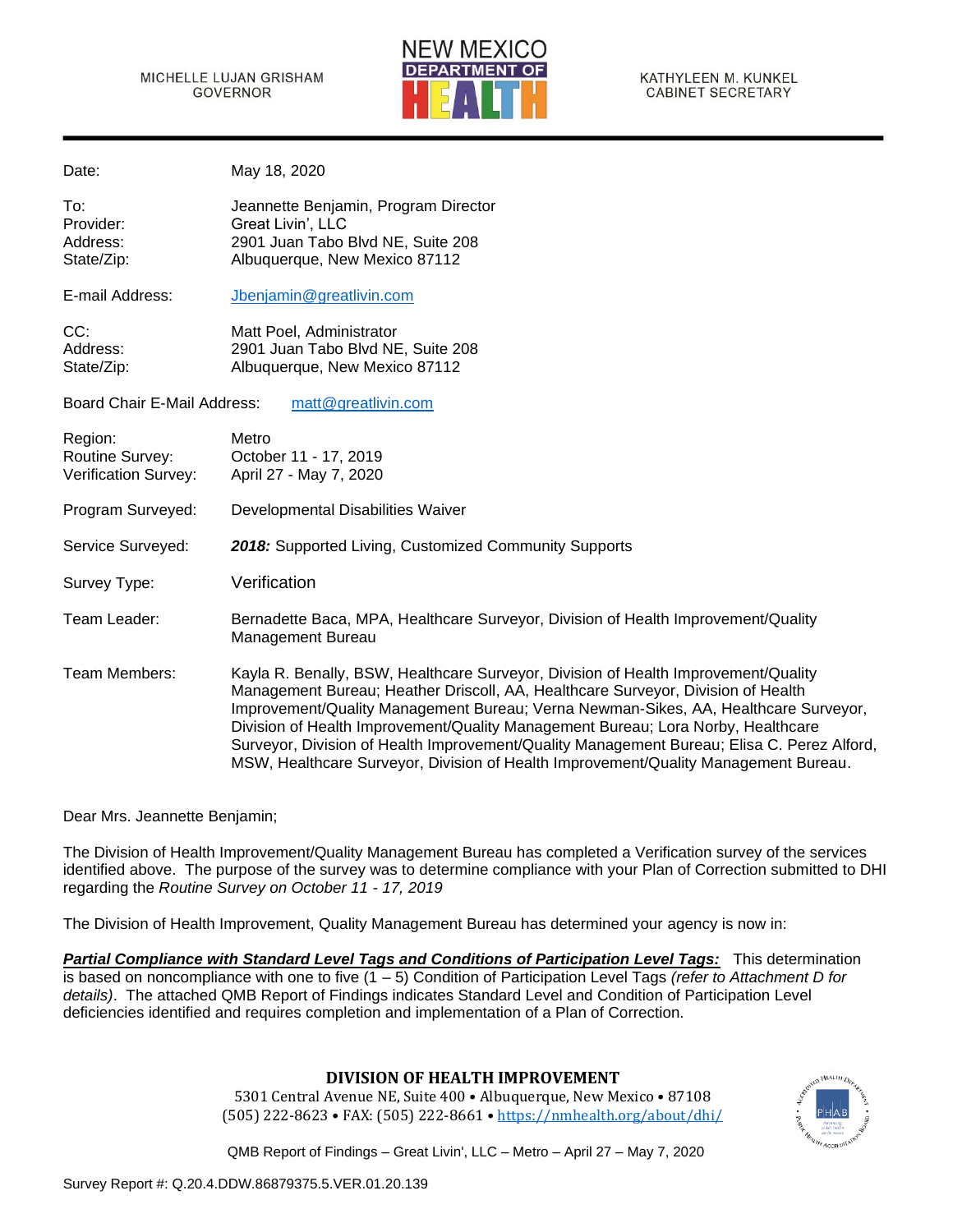MICHELLE LUJAN GRISHAM
GOVERNOR

NEW MEXICO
DEPARTMENT OF
HEALTH

KATHYLEEN M. KUNKEL
CABINET SECRETARY

| | |
|---|---|
| Date: | May 18, 2020 |
| To: | Jeannette Benjamin, Program Director |
| Provider: | Great Livin', LLC |
| Address: | 2901 Juan Tabo Blvd NE, Suite 208 |
| State/Zip: | Albuquerque, New Mexico 87112 |
| E-mail Address: | Jbenjamin@greatlivin.com |
| CC: | Matt Poel, Administrator |
| Address: | 2901 Juan Tabo Blvd NE, Suite 208 |
| State/Zip: | Albuquerque, New Mexico 87112 |
| Board Chair E-Mail Address: | matt@greatlivin.com |
| Region: | Metro |
| Routine Survey: | October 11 - 17, 2019 |
| Verification Survey: | April 27 - May 7, 2020 |
| Program Surveyed: | Developmental Disabilities Waiver |
| Service Surveyed: | ***2018:*** Supported Living, Customized Community Supports |
| Survey Type: | Verification |
| Team Leader: | Bernadette Baca, MPA, Healthcare Surveyor, Division of Health Improvement/Quality Management Bureau |
| Team Members: | Kayla R. Benally, BSW, Healthcare Surveyor, Division of Health Improvement/Quality Management Bureau; Heather Driscoll, AA, Healthcare Surveyor, Division of Health Improvement/Quality Management Bureau; Verna Newman-Sikes, AA, Healthcare Surveyor, Division of Health Improvement/Quality Management Bureau; Lora Norby, Healthcare Surveyor, Division of Health Improvement/Quality Management Bureau; Elisa C. Perez Alford, MSW, Healthcare Surveyor, Division of Health Improvement/Quality Management Bureau. |

Dear Mrs. Jeannette Benjamin;

The Division of Health Improvement/Quality Management Bureau has completed a Verification survey of the services identified above. The purpose of the survey was to determine compliance with your Plan of Correction submitted to DHI regarding the *Routine Survey on October 11 - 17, 2019*

The Division of Health Improvement, Quality Management Bureau has determined your agency is now in:

***<u>Partial Compliance with Standard Level Tags and Conditions of Participation Level Tags:</u>*** This determination is based on noncompliance with one to five (1 – 5) Condition of Participation Level Tags *(refer to Attachment D for details)*. The attached QMB Report of Findings indicates Standard Level and Condition of Participation Level deficiencies identified and requires completion and implementation of a Plan of Correction.

**DIVISION OF HEALTH IMPROVEMENT**
5301 Central Avenue NE, Suite 400 • Albuquerque, New Mexico • 87108
(505) 222-8623 • FAX: (505) 222-8661 • https://nmhealth.org/about/dhi/

QMB Report of Findings – Great Livin', LLC – Metro – April 27 – May 7, 2020

Survey Report #: Q.20.4.DDW.86879375.5.VER.01.20.139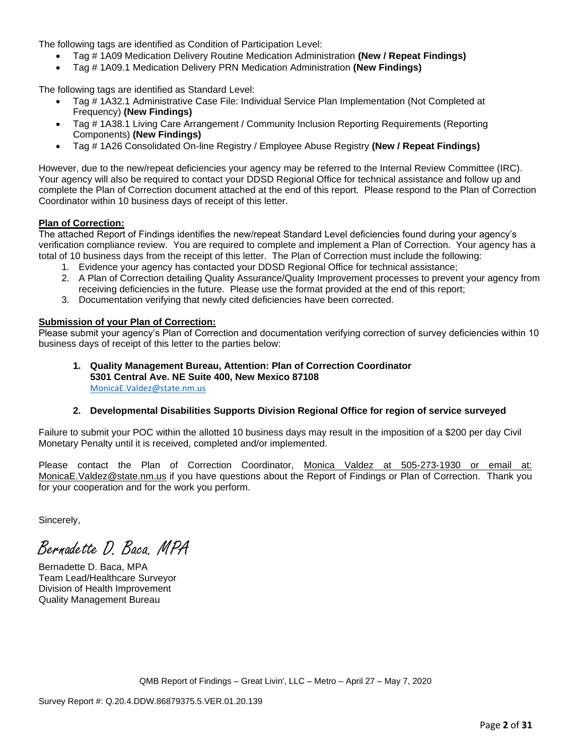The following tags are identified as Condition of Participation Level:

- Tag # 1A09 Medication Delivery Routine Medication Administration **(New / Repeat Findings)**
- Tag # 1A09.1 Medication Delivery PRN Medication Administration **(New Findings)**

The following tags are identified as Standard Level:

- Tag # 1A32.1 Administrative Case File: Individual Service Plan Implementation (Not Completed at Frequency) **(New Findings)**
- Tag # 1A38.1 Living Care Arrangement / Community Inclusion Reporting Requirements (Reporting Components) **(New Findings)**
- Tag # 1A26 Consolidated On-line Registry / Employee Abuse Registry **(New / Repeat Findings)**

However, due to the new/repeat deficiencies your agency may be referred to the Internal Review Committee (IRC). Your agency will also be required to contact your DDSD Regional Office for technical assistance and follow up and complete the Plan of Correction document attached at the end of this report. Please respond to the Plan of Correction Coordinator within 10 business days of receipt of this letter.

**Plan of Correction:**
The attached Report of Findings identifies the new/repeat Standard Level deficiencies found during your agency's verification compliance review. You are required to complete and implement a Plan of Correction. Your agency has a total of 10 business days from the receipt of this letter. The Plan of Correction must include the following:

1. Evidence your agency has contacted your DDSD Regional Office for technical assistance;
2. A Plan of Correction detailing Quality Assurance/Quality Improvement processes to prevent your agency from receiving deficiencies in the future. Please use the format provided at the end of this report;
3. Documentation verifying that newly cited deficiencies have been corrected.

**Submission of your Plan of Correction:**
Please submit your agency's Plan of Correction and documentation verifying correction of survey deficiencies within 10 business days of receipt of this letter to the parties below:

1. **Quality Management Bureau, Attention: Plan of Correction Coordinator**
   **5301 Central Ave. NE Suite 400, New Mexico 87108**
   MonicaE.Valdez@state.nm.us

2. **Developmental Disabilities Supports Division Regional Office for region of service surveyed**

Failure to submit your POC within the allotted 10 business days may result in the imposition of a $200 per day Civil Monetary Penalty until it is received, completed and/or implemented.

Please contact the Plan of Correction Coordinator, Monica Valdez at 505-273-1930 or email at: MonicaE.Valdez@state.nm.us if you have questions about the Report of Findings or Plan of Correction. Thank you for your cooperation and for the work you perform.

Sincerely,

*Bernadette D. Baca, MPA*

Bernadette D. Baca, MPA
Team Lead/Healthcare Surveyor
Division of Health Improvement
Quality Management Bureau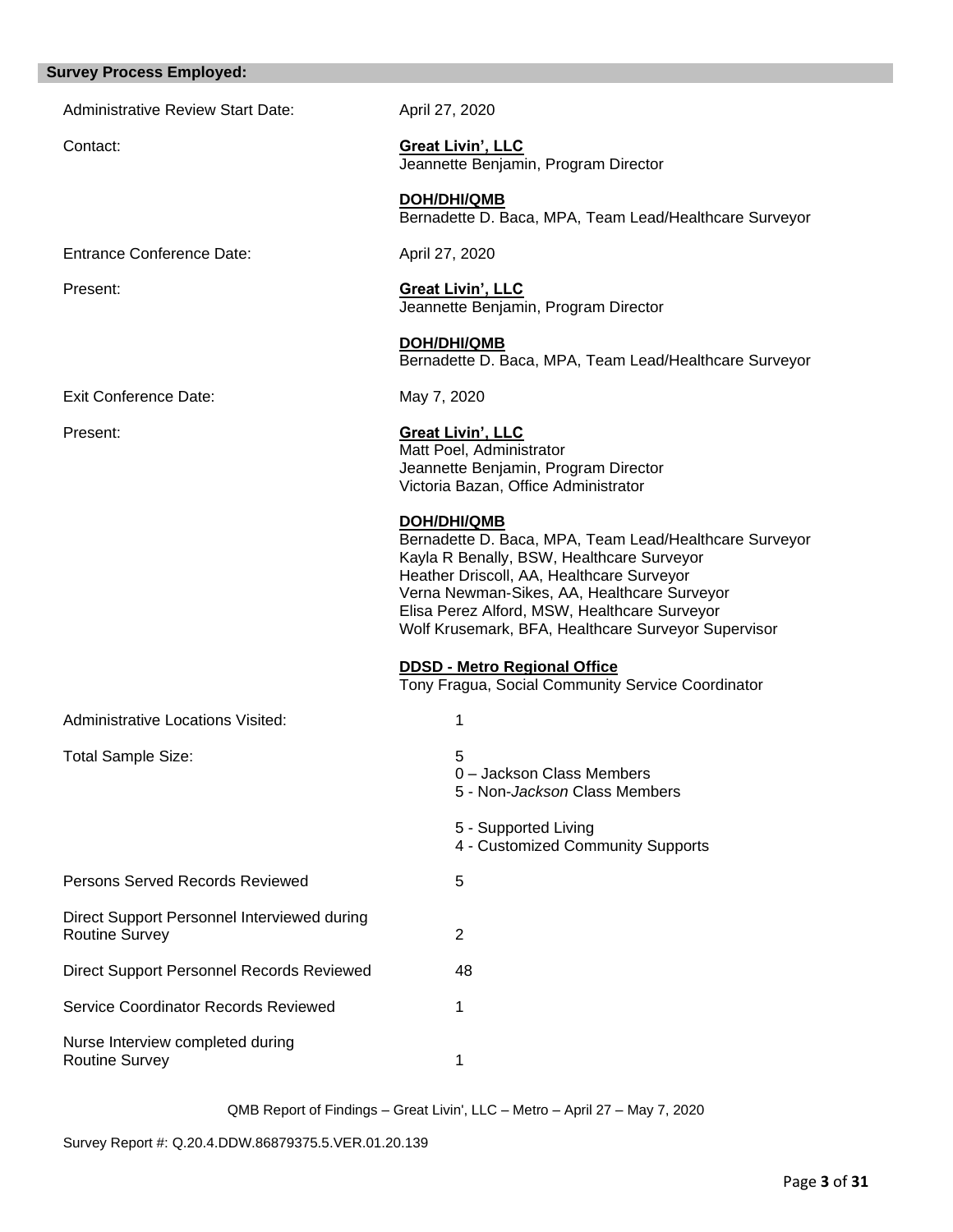## Survey Process Employed:

| | |
|---|---|
| Administrative Review Start Date: | April 27, 2020 |
| Contact: | **Great Livin', LLC**<br>Jeannette Benjamin, Program Director<br><br>**DOH/DHI/QMB**<br>Bernadette D. Baca, MPA, Team Lead/Healthcare Surveyor |
| Entrance Conference Date: | April 27, 2020 |
| Present: | **Great Livin', LLC**<br>Jeannette Benjamin, Program Director<br><br>**DOH/DHI/QMB**<br>Bernadette D. Baca, MPA, Team Lead/Healthcare Surveyor |
| Exit Conference Date: | May 7, 2020 |
| Present: | **Great Livin', LLC**<br>Matt Poel, Administrator<br>Jeannette Benjamin, Program Director<br>Victoria Bazan, Office Administrator<br><br>**DOH/DHI/QMB**<br>Bernadette D. Baca, MPA, Team Lead/Healthcare Surveyor<br>Kayla R Benally, BSW, Healthcare Surveyor<br>Heather Driscoll, AA, Healthcare Surveyor<br>Verna Newman-Sikes, AA, Healthcare Surveyor<br>Elisa Perez Alford, MSW, Healthcare Surveyor<br>Wolf Krusemark, BFA, Healthcare Surveyor Supervisor<br><br>**DDSD - Metro Regional Office**<br>Tony Fragua, Social Community Service Coordinator |
| Administrative Locations Visited: | 1 |
| Total Sample Size: | 5<br>0 – Jackson Class Members<br>5 - Non-*Jackson* Class Members<br><br>5 - Supported Living<br>4 - Customized Community Supports |
| Persons Served Records Reviewed | 5 |
| Direct Support Personnel Interviewed during Routine Survey | 2 |
| Direct Support Personnel Records Reviewed | 48 |
| Service Coordinator Records Reviewed | 1 |
| Nurse Interview completed during Routine Survey | 1 |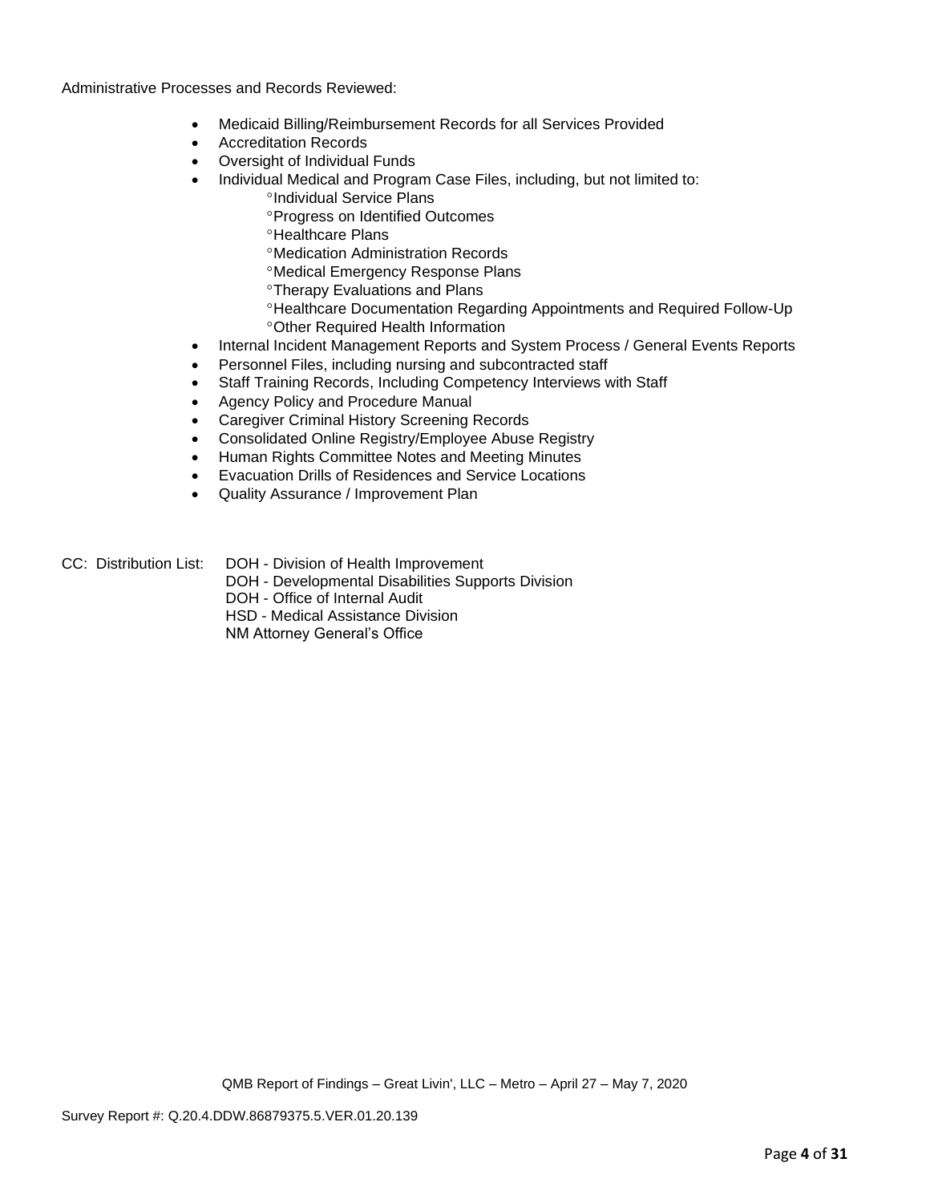Administrative Processes and Records Reviewed:

- Medicaid Billing/Reimbursement Records for all Services Provided
- Accreditation Records
- Oversight of Individual Funds
- Individual Medical and Program Case Files, including, but not limited to:
  - Individual Service Plans
  - Progress on Identified Outcomes
  - Healthcare Plans
  - Medication Administration Records
  - Medical Emergency Response Plans
  - Therapy Evaluations and Plans
  - Healthcare Documentation Regarding Appointments and Required Follow-Up
  - Other Required Health Information
- Internal Incident Management Reports and System Process / General Events Reports
- Personnel Files, including nursing and subcontracted staff
- Staff Training Records, Including Competency Interviews with Staff
- Agency Policy and Procedure Manual
- Caregiver Criminal History Screening Records
- Consolidated Online Registry/Employee Abuse Registry
- Human Rights Committee Notes and Meeting Minutes
- Evacuation Drills of Residences and Service Locations
- Quality Assurance / Improvement Plan

CC: Distribution List: DOH - Division of Health Improvement
DOH - Developmental Disabilities Supports Division
DOH - Office of Internal Audit
HSD - Medical Assistance Division
NM Attorney General's Office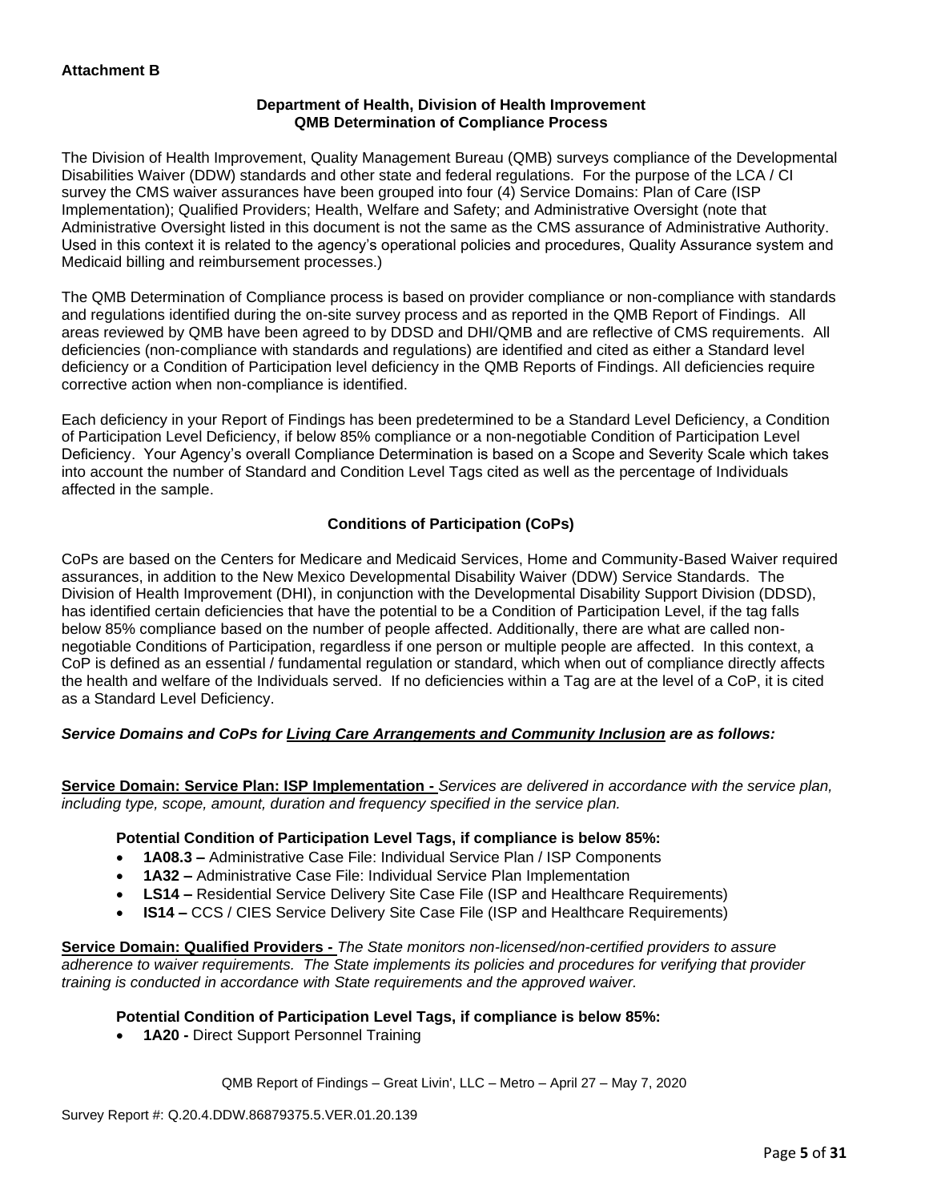**Attachment B**

**Department of Health, Division of Health Improvement**
**QMB Determination of Compliance Process**

The Division of Health Improvement, Quality Management Bureau (QMB) surveys compliance of the Developmental Disabilities Waiver (DDW) standards and other state and federal regulations. For the purpose of the LCA / CI survey the CMS waiver assurances have been grouped into four (4) Service Domains: Plan of Care (ISP Implementation); Qualified Providers; Health, Welfare and Safety; and Administrative Oversight (note that Administrative Oversight listed in this document is not the same as the CMS assurance of Administrative Authority. Used in this context it is related to the agency's operational policies and procedures, Quality Assurance system and Medicaid billing and reimbursement processes.)

The QMB Determination of Compliance process is based on provider compliance or non-compliance with standards and regulations identified during the on-site survey process and as reported in the QMB Report of Findings. All areas reviewed by QMB have been agreed to by DDSD and DHI/QMB and are reflective of CMS requirements. All deficiencies (non-compliance with standards and regulations) are identified and cited as either a Standard level deficiency or a Condition of Participation level deficiency in the QMB Reports of Findings. All deficiencies require corrective action when non-compliance is identified.

Each deficiency in your Report of Findings has been predetermined to be a Standard Level Deficiency, a Condition of Participation Level Deficiency, if below 85% compliance or a non-negotiable Condition of Participation Level Deficiency. Your Agency's overall Compliance Determination is based on a Scope and Severity Scale which takes into account the number of Standard and Condition Level Tags cited as well as the percentage of Individuals affected in the sample.

**Conditions of Participation (CoPs)**

CoPs are based on the Centers for Medicare and Medicaid Services, Home and Community-Based Waiver required assurances, in addition to the New Mexico Developmental Disability Waiver (DDW) Service Standards. The Division of Health Improvement (DHI), in conjunction with the Developmental Disability Support Division (DDSD), has identified certain deficiencies that have the potential to be a Condition of Participation Level, if the tag falls below 85% compliance based on the number of people affected. Additionally, there are what are called non-negotiable Conditions of Participation, regardless if one person or multiple people are affected. In this context, a CoP is defined as an essential / fundamental regulation or standard, which when out of compliance directly affects the health and welfare of the Individuals served. If no deficiencies within a Tag are at the level of a CoP, it is cited as a Standard Level Deficiency.

***Service Domains and CoPs for Living Care Arrangements and Community Inclusion are as follows:***

**Service Domain: Service Plan: ISP Implementation -** *Services are delivered in accordance with the service plan, including type, scope, amount, duration and frequency specified in the service plan.*

**Potential Condition of Participation Level Tags, if compliance is below 85%:**

- **1A08.3 –** Administrative Case File: Individual Service Plan / ISP Components
- **1A32 –** Administrative Case File: Individual Service Plan Implementation
- **LS14 –** Residential Service Delivery Site Case File (ISP and Healthcare Requirements)
- **IS14 –** CCS / CIES Service Delivery Site Case File (ISP and Healthcare Requirements)

**Service Domain: Qualified Providers -** *The State monitors non-licensed/non-certified providers to assure adherence to waiver requirements. The State implements its policies and procedures for verifying that provider training is conducted in accordance with State requirements and the approved waiver.*

**Potential Condition of Participation Level Tags, if compliance is below 85%:**

- **1A20 -** Direct Support Personnel Training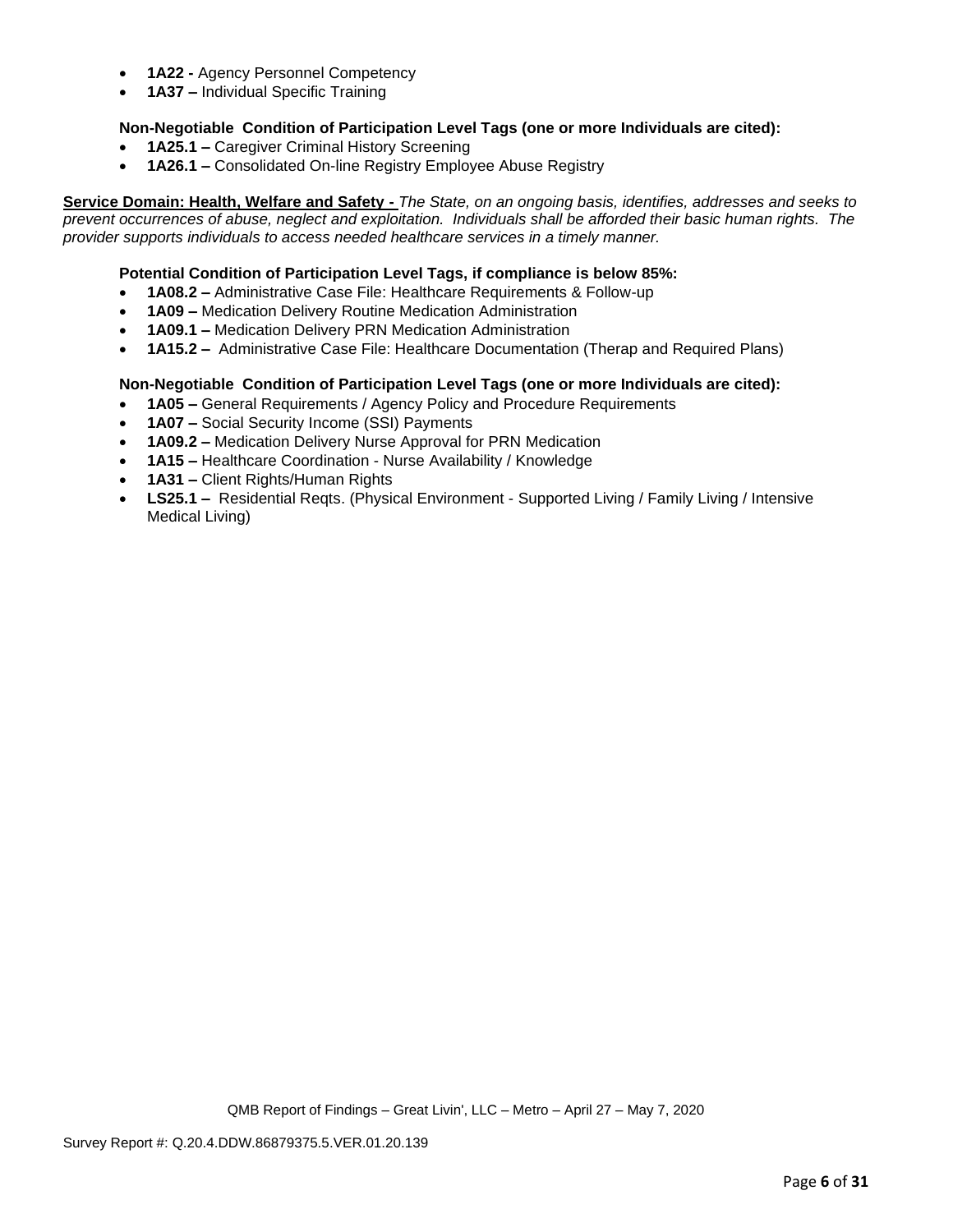- **1A22 -** Agency Personnel Competency
- **1A37 –** Individual Specific Training

**Non-Negotiable Condition of Participation Level Tags (one or more Individuals are cited):**

- **1A25.1 –** Caregiver Criminal History Screening
- **1A26.1 –** Consolidated On-line Registry Employee Abuse Registry

**Service Domain: Health, Welfare and Safety -** *The State, on an ongoing basis, identifies, addresses and seeks to prevent occurrences of abuse, neglect and exploitation. Individuals shall be afforded their basic human rights. The provider supports individuals to access needed healthcare services in a timely manner.*

**Potential Condition of Participation Level Tags, if compliance is below 85%:**

- **1A08.2 –** Administrative Case File: Healthcare Requirements & Follow-up
- **1A09 –** Medication Delivery Routine Medication Administration
- **1A09.1 –** Medication Delivery PRN Medication Administration
- **1A15.2 –** Administrative Case File: Healthcare Documentation (Therap and Required Plans)

**Non-Negotiable Condition of Participation Level Tags (one or more Individuals are cited):**

- **1A05 –** General Requirements / Agency Policy and Procedure Requirements
- **1A07 –** Social Security Income (SSI) Payments
- **1A09.2 –** Medication Delivery Nurse Approval for PRN Medication
- **1A15 –** Healthcare Coordination - Nurse Availability / Knowledge
- **1A31 –** Client Rights/Human Rights
- **LS25.1 –** Residential Reqts. (Physical Environment - Supported Living / Family Living / Intensive Medical Living)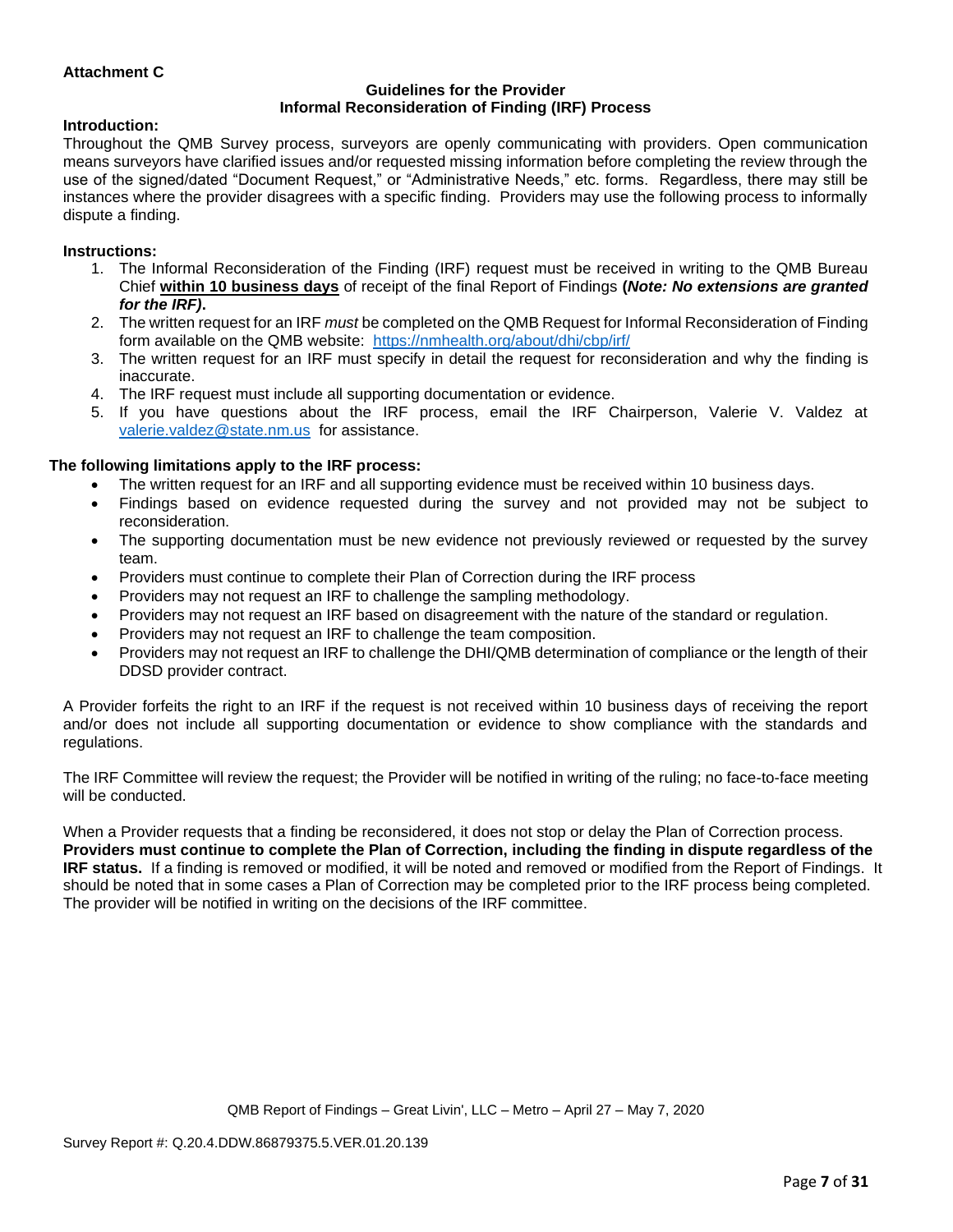**Attachment C**

**Guidelines for the Provider**
**Informal Reconsideration of Finding (IRF) Process**

**Introduction:**

Throughout the QMB Survey process, surveyors are openly communicating with providers. Open communication means surveyors have clarified issues and/or requested missing information before completing the review through the use of the signed/dated "Document Request," or "Administrative Needs," etc. forms. Regardless, there may still be instances where the provider disagrees with a specific finding. Providers may use the following process to informally dispute a finding.

**Instructions:**

1. The Informal Reconsideration of the Finding (IRF) request must be received in writing to the QMB Bureau Chief **within 10 business days** of receipt of the final Report of Findings **(*Note: No extensions are granted for the IRF)*.**
2. The written request for an IRF *must* be completed on the QMB Request for Informal Reconsideration of Finding form available on the QMB website: https://nmhealth.org/about/dhi/cbp/irf/
3. The written request for an IRF must specify in detail the request for reconsideration and why the finding is inaccurate.
4. The IRF request must include all supporting documentation or evidence.
5. If you have questions about the IRF process, email the IRF Chairperson, Valerie V. Valdez at valerie.valdez@state.nm.us for assistance.

**The following limitations apply to the IRF process:**

- The written request for an IRF and all supporting evidence must be received within 10 business days.
- Findings based on evidence requested during the survey and not provided may not be subject to reconsideration.
- The supporting documentation must be new evidence not previously reviewed or requested by the survey team.
- Providers must continue to complete their Plan of Correction during the IRF process
- Providers may not request an IRF to challenge the sampling methodology.
- Providers may not request an IRF based on disagreement with the nature of the standard or regulation.
- Providers may not request an IRF to challenge the team composition.
- Providers may not request an IRF to challenge the DHI/QMB determination of compliance or the length of their DDSD provider contract.

A Provider forfeits the right to an IRF if the request is not received within 10 business days of receiving the report and/or does not include all supporting documentation or evidence to show compliance with the standards and regulations.

The IRF Committee will review the request; the Provider will be notified in writing of the ruling; no face-to-face meeting will be conducted.

When a Provider requests that a finding be reconsidered, it does not stop or delay the Plan of Correction process. **Providers must continue to complete the Plan of Correction, including the finding in dispute regardless of the IRF status.** If a finding is removed or modified, it will be noted and removed or modified from the Report of Findings. It should be noted that in some cases a Plan of Correction may be completed prior to the IRF process being completed. The provider will be notified in writing on the decisions of the IRF committee.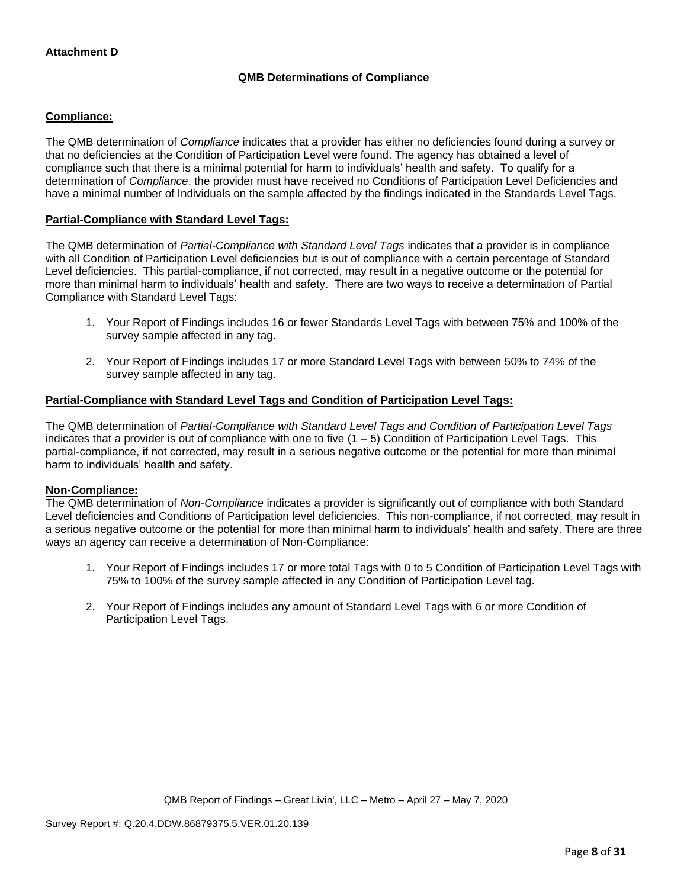**Attachment D**

### QMB Determinations of Compliance

**Compliance:**

The QMB determination of *Compliance* indicates that a provider has either no deficiencies found during a survey or that no deficiencies at the Condition of Participation Level were found. The agency has obtained a level of compliance such that there is a minimal potential for harm to individuals' health and safety. To qualify for a determination of *Compliance*, the provider must have received no Conditions of Participation Level Deficiencies and have a minimal number of Individuals on the sample affected by the findings indicated in the Standards Level Tags.

**Partial-Compliance with Standard Level Tags:**

The QMB determination of *Partial-Compliance with Standard Level Tags* indicates that a provider is in compliance with all Condition of Participation Level deficiencies but is out of compliance with a certain percentage of Standard Level deficiencies. This partial-compliance, if not corrected, may result in a negative outcome or the potential for more than minimal harm to individuals' health and safety. There are two ways to receive a determination of Partial Compliance with Standard Level Tags:

1. Your Report of Findings includes 16 or fewer Standards Level Tags with between 75% and 100% of the survey sample affected in any tag.
2. Your Report of Findings includes 17 or more Standard Level Tags with between 50% to 74% of the survey sample affected in any tag.

**Partial-Compliance with Standard Level Tags and Condition of Participation Level Tags:**

The QMB determination of *Partial-Compliance with Standard Level Tags and Condition of Participation Level Tags* indicates that a provider is out of compliance with one to five (1 – 5) Condition of Participation Level Tags. This partial-compliance, if not corrected, may result in a serious negative outcome or the potential for more than minimal harm to individuals' health and safety.

**Non-Compliance:**

The QMB determination of *Non-Compliance* indicates a provider is significantly out of compliance with both Standard Level deficiencies and Conditions of Participation level deficiencies. This non-compliance, if not corrected, may result in a serious negative outcome or the potential for more than minimal harm to individuals' health and safety. There are three ways an agency can receive a determination of Non-Compliance:

1. Your Report of Findings includes 17 or more total Tags with 0 to 5 Condition of Participation Level Tags with 75% to 100% of the survey sample affected in any Condition of Participation Level tag.
2. Your Report of Findings includes any amount of Standard Level Tags with 6 or more Condition of Participation Level Tags.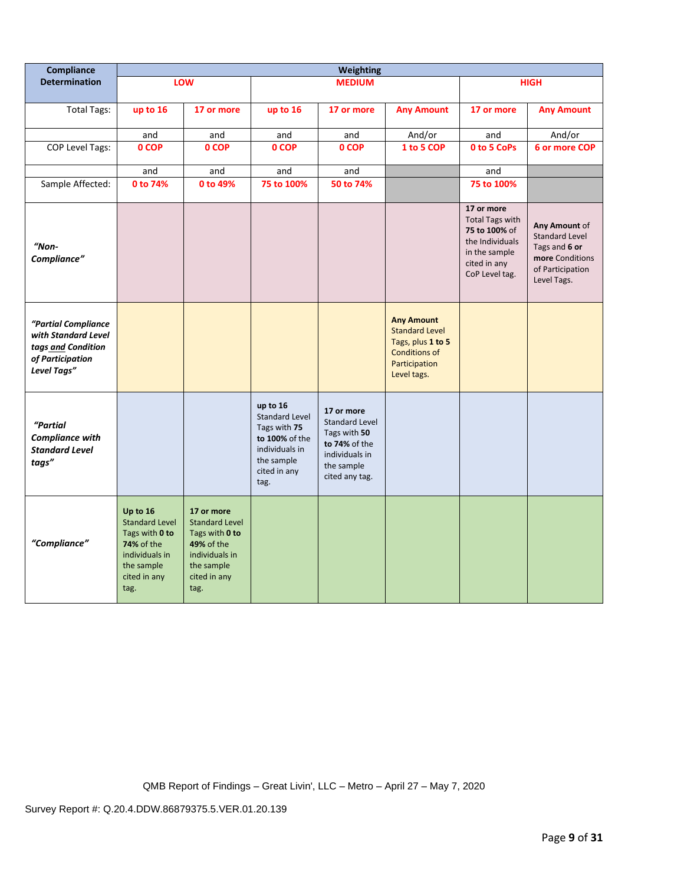| Compliance Determination | Weighting | | | | | | |
|---|---|---|---|---|---|---|---|
| | **LOW** | | **MEDIUM** | | | **HIGH** | |
| Total Tags: | **up to 16** | **17 or more** | **up to 16** | **17 or more** | **Any Amount** | **17 or more** | **Any Amount** |
| | and | and | and | and | And/or | and | And/or |
| COP Level Tags: | **0 COP** | **0 COP** | **0 COP** | **0 COP** | **1 to 5 COP** | **0 to 5 CoPs** | **6 or more COP** |
| | and | and | and | and | | and | |
| Sample Affected: | **0 to 74%** | **0 to 49%** | **75 to 100%** | **50 to 74%** | | **75 to 100%** | |
| ***"Non-Compliance"*** | | | | | | **17 or more** Total Tags with **75 to 100%** of the Individuals in the sample cited in any CoP Level tag. | **Any Amount** of Standard Level Tags and **6 or more** Conditions of Participation Level Tags. |
| ***"Partial Compliance with Standard Level tags and Condition of Participation Level Tags"*** | | | | | **Any Amount** Standard Level Tags, plus **1 to 5** Conditions of Participation Level tags. | | |
| ***"Partial Compliance with Standard Level tags"*** | | | **up to 16** Standard Level Tags with **75 to 100%** of the individuals in the sample cited in any tag. | **17 or more** Standard Level Tags with **50 to 74%** of the individuals in the sample cited any tag. | | | |
| ***"Compliance"*** | **Up to 16** Standard Level Tags with **0 to 74%** of the individuals in the sample cited in any tag. | **17 or more** Standard Level Tags with **0 to 49%** of the individuals in the sample cited in any tag. | | | | | |

QMB Report of Findings – Great Livin', LLC – Metro – April 27 – May 7, 2020

Survey Report #: Q.20.4.DDW.86879375.5.VER.01.20.139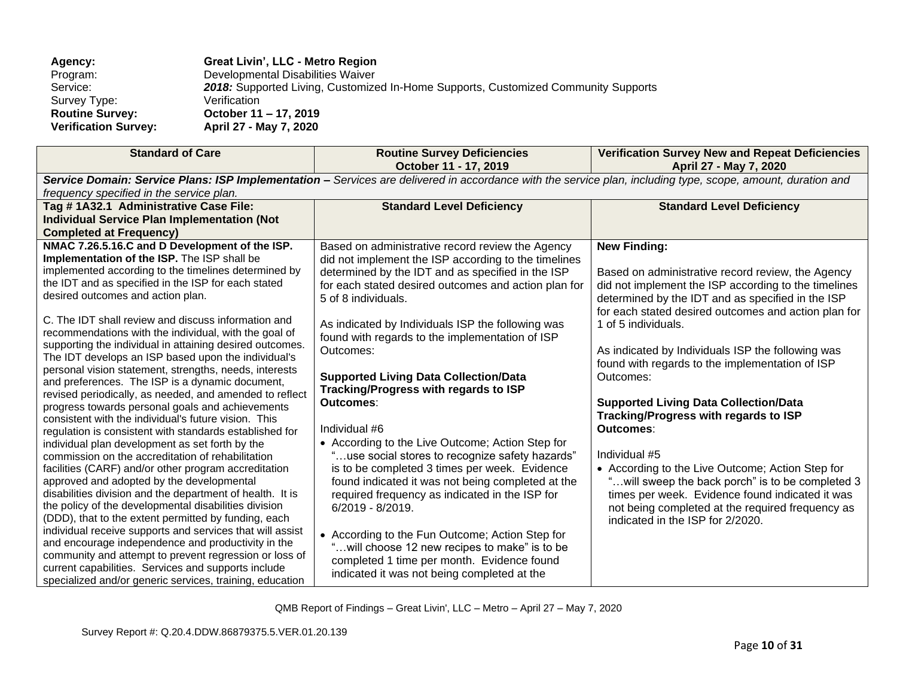| | |
|---|---|
| **Agency:** | **Great Livin', LLC - Metro Region** |
| Program: | Developmental Disabilities Waiver |
| Service: | ***2018:*** Supported Living, Customized In-Home Supports, Customized Community Supports |
| Survey Type: | Verification |
| **Routine Survey:** | **October 11 – 17, 2019** |
| **Verification Survey:** | **April 27 - May 7, 2020** |

| Standard of Care | Routine Survey Deficiencies October 11 - 17, 2019 | Verification Survey New and Repeat Deficiencies April 27 - May 7, 2020 |
|---|---|---|
| ***Service Domain: Service Plans: ISP Implementation –*** *Services are delivered in accordance with the service plan, including type, scope, amount, duration and frequency specified in the service plan.* | | |
| **Tag # 1A32.1 Administrative Case File: Individual Service Plan Implementation (Not Completed at Frequency)** | **Standard Level Deficiency** | **Standard Level Deficiency** |
| **NMAC 7.26.5.16.C and D Development of the ISP. Implementation of the ISP.** The ISP shall be implemented according to the timelines determined by the IDT and as specified in the ISP for each stated desired outcomes and action plan.<br><br>C. The IDT shall review and discuss information and recommendations with the individual, with the goal of supporting the individual in attaining desired outcomes. The IDT develops an ISP based upon the individual's personal vision statement, strengths, needs, interests and preferences. The ISP is a dynamic document, revised periodically, as needed, and amended to reflect progress towards personal goals and achievements consistent with the individual's future vision. This regulation is consistent with standards established for individual plan development as set forth by the commission on the accreditation of rehabilitation facilities (CARF) and/or other program accreditation approved and adopted by the developmental disabilities division and the department of health. It is the policy of the developmental disabilities division (DDD), that to the extent permitted by funding, each individual receive supports and services that will assist and encourage independence and productivity in the community and attempt to prevent regression or loss of current capabilities. Services and supports include specialized and/or generic services, training, education | Based on administrative record review the Agency did not implement the ISP according to the timelines determined by the IDT and as specified in the ISP for each stated desired outcomes and action plan for 5 of 8 individuals.<br><br>As indicated by Individuals ISP the following was found with regards to the implementation of ISP Outcomes:<br><br>**Supported Living Data Collection/Data Tracking/Progress with regards to ISP Outcomes**:<br><br>Individual #6<br>• According to the Live Outcome; Action Step for "…use social stores to recognize safety hazards" is to be completed 3 times per week. Evidence found indicated it was not being completed at the required frequency as indicated in the ISP for 6/2019 - 8/2019.<br><br>• According to the Fun Outcome; Action Step for "…will choose 12 new recipes to make" is to be completed 1 time per month. Evidence found indicated it was not being completed at the | **New Finding:**<br><br>Based on administrative record review, the Agency did not implement the ISP according to the timelines determined by the IDT and as specified in the ISP for each stated desired outcomes and action plan for 1 of 5 individuals.<br><br>As indicated by Individuals ISP the following was found with regards to the implementation of ISP Outcomes:<br><br>**Supported Living Data Collection/Data Tracking/Progress with regards to ISP Outcomes**:<br><br>Individual #5<br>• According to the Live Outcome; Action Step for "…will sweep the back porch" is to be completed 3 times per week. Evidence found indicated it was not being completed at the required frequency as indicated in the ISP for 2/2020. |

QMB Report of Findings – Great Livin', LLC – Metro – April 27 – May 7, 2020

Survey Report #: Q.20.4.DDW.86879375.5.VER.01.20.139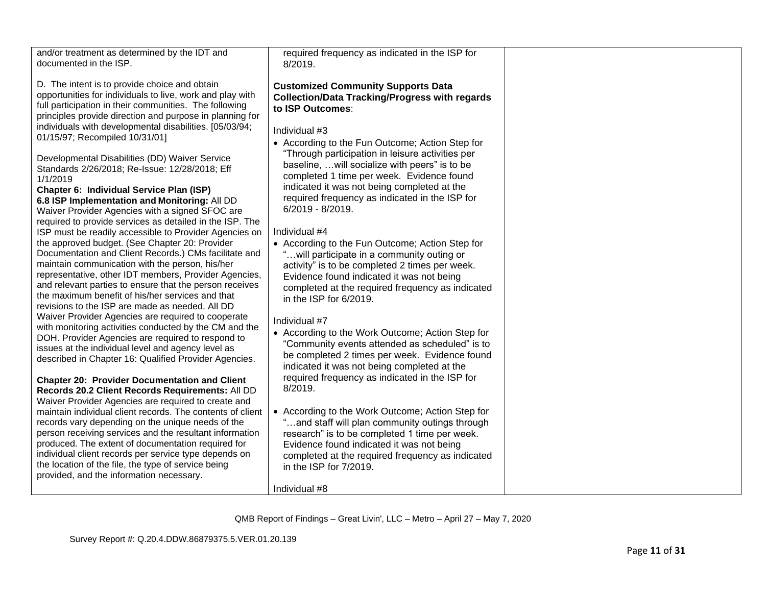| | | |
|---|---|---|
| and/or treatment as determined by the IDT and documented in the ISP.<br><br>D. The intent is to provide choice and obtain opportunities for individuals to live, work and play with full participation in their communities. The following principles provide direction and purpose in planning for individuals with developmental disabilities. [05/03/94; 01/15/97; Recompiled 10/31/01]<br><br>Developmental Disabilities (DD) Waiver Service Standards 2/26/2018; Re-Issue: 12/28/2018; Eff 1/1/2019<br>**Chapter 6: Individual Service Plan (ISP)**<br>**6.8 ISP Implementation and Monitoring:** All DD Waiver Provider Agencies with a signed SFOC are required to provide services as detailed in the ISP. The ISP must be readily accessible to Provider Agencies on the approved budget. (See Chapter 20: Provider Documentation and Client Records.) CMs facilitate and maintain communication with the person, his/her representative, other IDT members, Provider Agencies, and relevant parties to ensure that the person receives the maximum benefit of his/her services and that revisions to the ISP are made as needed. All DD Waiver Provider Agencies are required to cooperate with monitoring activities conducted by the CM and the DOH. Provider Agencies are required to respond to issues at the individual level and agency level as described in Chapter 16: Qualified Provider Agencies.<br><br>**Chapter 20: Provider Documentation and Client Records 20.2 Client Records Requirements:** All DD Waiver Provider Agencies are required to create and maintain individual client records. The contents of client records vary depending on the unique needs of the person receiving services and the resultant information produced. The extent of documentation required for individual client records per service type depends on the location of the file, the type of service being provided, and the information necessary. | required frequency as indicated in the ISP for 8/2019.<br><br>**Customized Community Supports Data Collection/Data Tracking/Progress with regards to ISP Outcomes**:<br><br>Individual #3<br>• According to the Fun Outcome; Action Step for "Through participation in leisure activities per baseline, …will socialize with peers" is to be completed 1 time per week. Evidence found indicated it was not being completed at the required frequency as indicated in the ISP for 6/2019 - 8/2019.<br><br>Individual #4<br>• According to the Fun Outcome; Action Step for "…will participate in a community outing or activity" is to be completed 2 times per week. Evidence found indicated it was not being completed at the required frequency as indicated in the ISP for 6/2019.<br><br>Individual #7<br>• According to the Work Outcome; Action Step for "Community events attended as scheduled" is to be completed 2 times per week. Evidence found indicated it was not being completed at the required frequency as indicated in the ISP for 8/2019.<br><br>• According to the Work Outcome; Action Step for "…and staff will plan community outings through research" is to be completed 1 time per week. Evidence found indicated it was not being completed at the required frequency as indicated in the ISP for 7/2019.<br><br>Individual #8 | |

QMB Report of Findings – Great Livin', LLC – Metro – April 27 – May 7, 2020

Survey Report #: Q.20.4.DDW.86879375.5.VER.01.20.139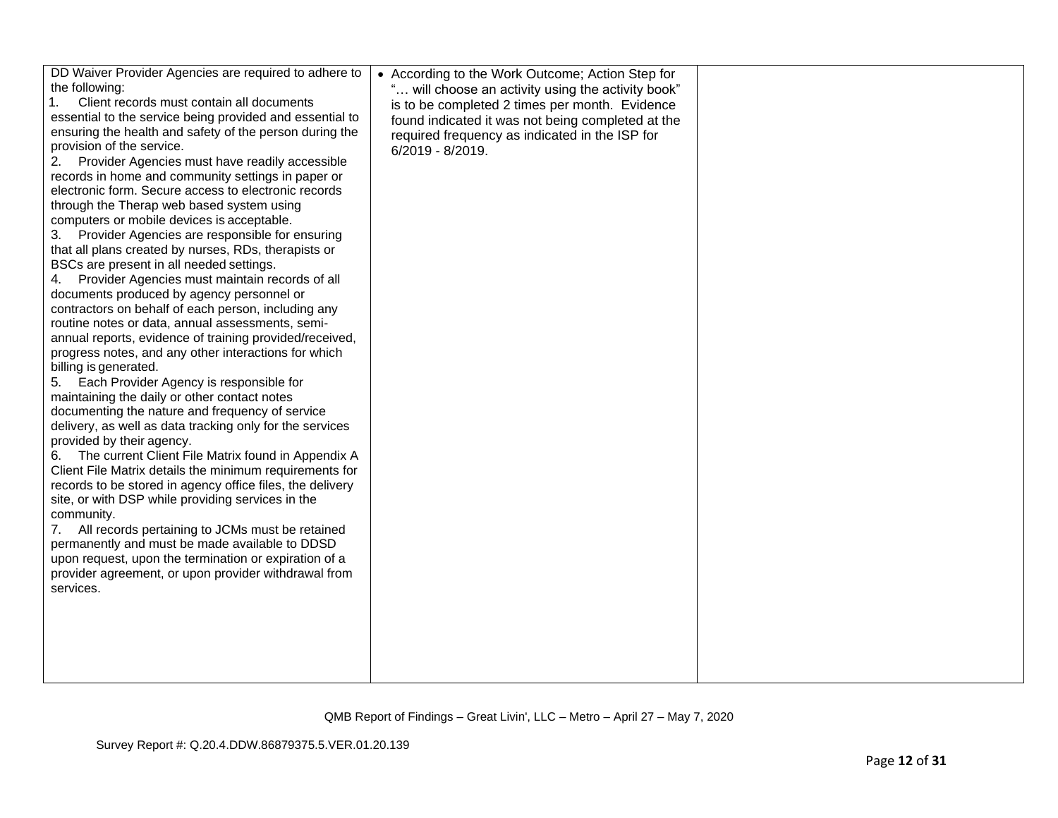| | | |
|---|---|---|
| DD Waiver Provider Agencies are required to adhere to the following:<br>1. Client records must contain all documents essential to the service being provided and essential to ensuring the health and safety of the person during the provision of the service.<br>2. Provider Agencies must have readily accessible records in home and community settings in paper or electronic form. Secure access to electronic records through the Therap web based system using computers or mobile devices is acceptable.<br>3. Provider Agencies are responsible for ensuring that all plans created by nurses, RDs, therapists or BSCs are present in all needed settings.<br>4. Provider Agencies must maintain records of all documents produced by agency personnel or contractors on behalf of each person, including any routine notes or data, annual assessments, semi-annual reports, evidence of training provided/received, progress notes, and any other interactions for which billing is generated.<br>5. Each Provider Agency is responsible for maintaining the daily or other contact notes documenting the nature and frequency of service delivery, as well as data tracking only for the services provided by their agency.<br>6. The current Client File Matrix found in Appendix A Client File Matrix details the minimum requirements for records to be stored in agency office files, the delivery site, or with DSP while providing services in the community.<br>7. All records pertaining to JCMs must be retained permanently and must be made available to DDSD upon request, upon the termination or expiration of a provider agreement, or upon provider withdrawal from services. | • According to the Work Outcome; Action Step for "… will choose an activity using the activity book" is to be completed 2 times per month. Evidence found indicated it was not being completed at the required frequency as indicated in the ISP for 6/2019 - 8/2019. | |

QMB Report of Findings – Great Livin', LLC – Metro – April 27 – May 7, 2020

Survey Report #: Q.20.4.DDW.86879375.5.VER.01.20.139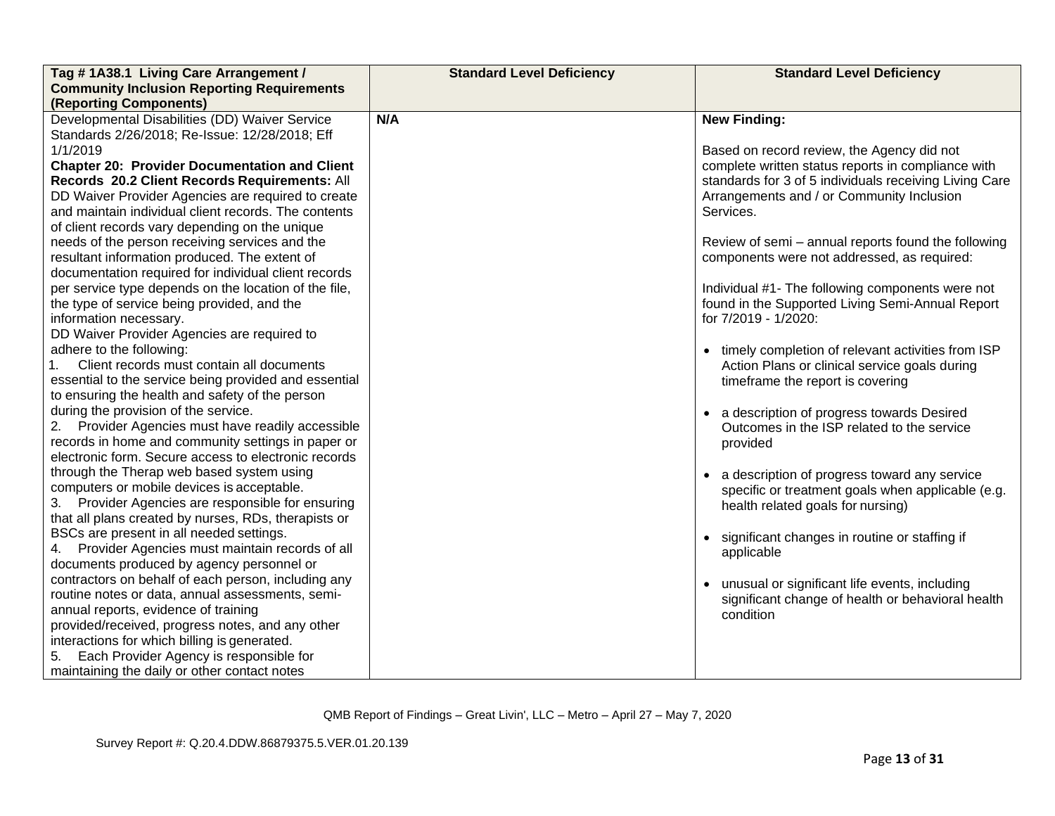| Tag # 1A38.1 Living Care Arrangement / Community Inclusion Reporting Requirements (Reporting Components) | Standard Level Deficiency | Standard Level Deficiency |
|---|---|---|
| Developmental Disabilities (DD) Waiver Service Standards 2/26/2018; Re-Issue: 12/28/2018; Eff 1/1/2019<br>**Chapter 20: Provider Documentation and Client Records 20.2 Client Records Requirements:** All DD Waiver Provider Agencies are required to create and maintain individual client records. The contents of client records vary depending on the unique needs of the person receiving services and the resultant information produced. The extent of documentation required for individual client records per service type depends on the location of the file, the type of service being provided, and the information necessary.<br>DD Waiver Provider Agencies are required to adhere to the following:<br>1. Client records must contain all documents essential to the service being provided and essential to ensuring the health and safety of the person during the provision of the service.<br>2. Provider Agencies must have readily accessible records in home and community settings in paper or electronic form. Secure access to electronic records through the Therap web based system using computers or mobile devices is acceptable.<br>3. Provider Agencies are responsible for ensuring that all plans created by nurses, RDs, therapists or BSCs are present in all needed settings.<br>4. Provider Agencies must maintain records of all documents produced by agency personnel or contractors on behalf of each person, including any routine notes or data, annual assessments, semi-annual reports, evidence of training provided/received, progress notes, and any other interactions for which billing is generated.<br>5. Each Provider Agency is responsible for maintaining the daily or other contact notes | **N/A** | **New Finding:**<br><br>Based on record review, the Agency did not complete written status reports in compliance with standards for 3 of 5 individuals receiving Living Care Arrangements and / or Community Inclusion Services.<br><br>Review of semi – annual reports found the following components were not addressed, as required:<br><br>Individual #1- The following components were not found in the Supported Living Semi-Annual Report for 7/2019 - 1/2020:<br><br>• timely completion of relevant activities from ISP Action Plans or clinical service goals during timeframe the report is covering<br><br>• a description of progress towards Desired Outcomes in the ISP related to the service provided<br><br>• a description of progress toward any service specific or treatment goals when applicable (e.g. health related goals for nursing)<br><br>• significant changes in routine or staffing if applicable<br><br>• unusual or significant life events, including significant change of health or behavioral health condition |

QMB Report of Findings – Great Livin', LLC – Metro – April 27 – May 7, 2020

Survey Report #: Q.20.4.DDW.86879375.5.VER.01.20.139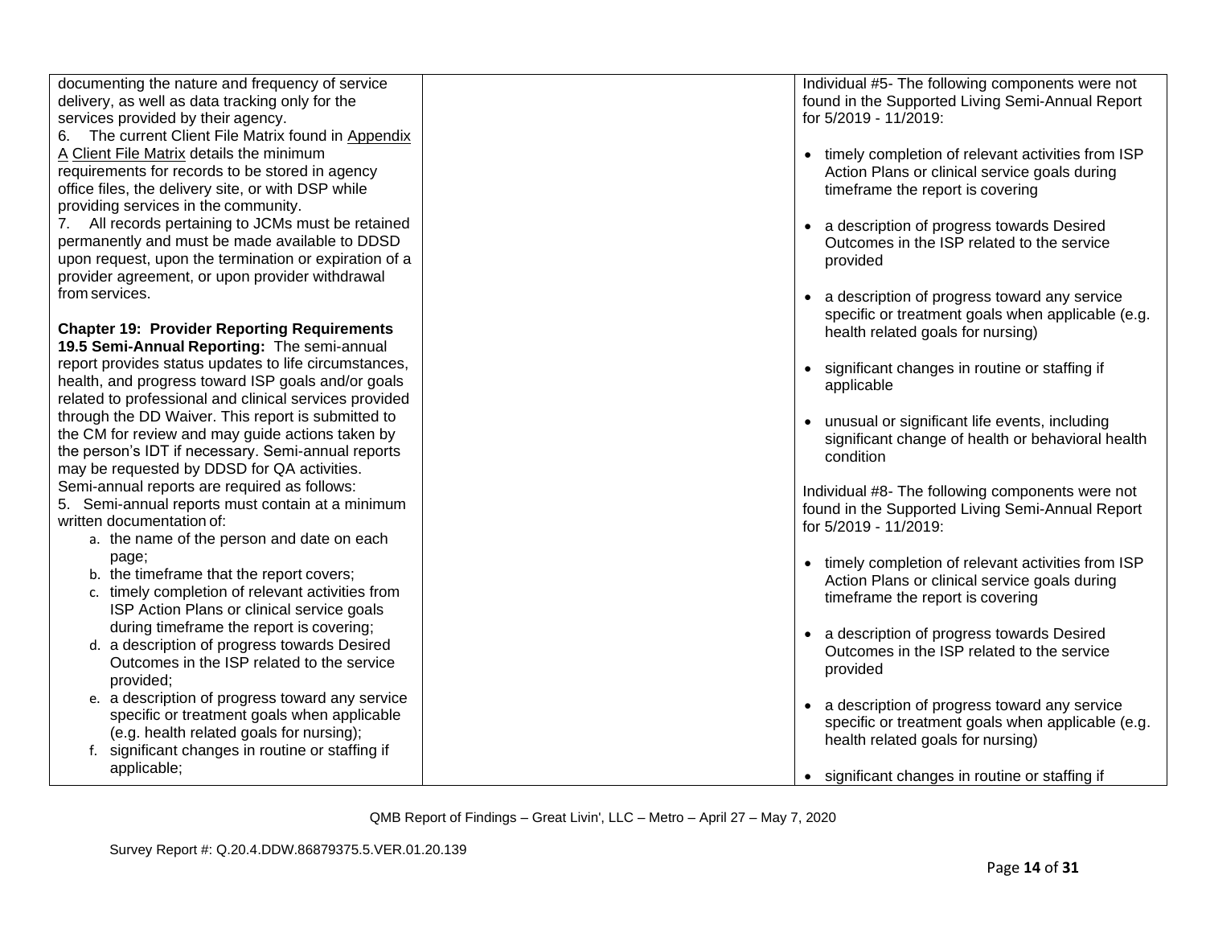| | | |
|---|---|---|
| documenting the nature and frequency of service delivery, as well as data tracking only for the services provided by their agency.<br>6. The current Client File Matrix found in Appendix A Client File Matrix details the minimum requirements for records to be stored in agency office files, the delivery site, or with DSP while providing services in the community.<br>7. All records pertaining to JCMs must be retained permanently and must be made available to DDSD upon request, upon the termination or expiration of a provider agreement, or upon provider withdrawal from services.<br><br>**Chapter 19: Provider Reporting Requirements**<br>**19.5 Semi-Annual Reporting:** The semi-annual report provides status updates to life circumstances, health, and progress toward ISP goals and/or goals related to professional and clinical services provided through the DD Waiver. This report is submitted to the CM for review and may guide actions taken by the person's IDT if necessary. Semi-annual reports may be requested by DDSD for QA activities. Semi-annual reports are required as follows:<br>5. Semi-annual reports must contain at a minimum written documentation of:<br>a. the name of the person and date on each page;<br>b. the timeframe that the report covers;<br>c. timely completion of relevant activities from ISP Action Plans or clinical service goals during timeframe the report is covering;<br>d. a description of progress towards Desired Outcomes in the ISP related to the service provided;<br>e. a description of progress toward any service specific or treatment goals when applicable (e.g. health related goals for nursing);<br>f. significant changes in routine or staffing if applicable; | | Individual #5- The following components were not found in the Supported Living Semi-Annual Report for 5/2019 - 11/2019:<br><br>• timely completion of relevant activities from ISP Action Plans or clinical service goals during timeframe the report is covering<br><br>• a description of progress towards Desired Outcomes in the ISP related to the service provided<br><br>• a description of progress toward any service specific or treatment goals when applicable (e.g. health related goals for nursing)<br><br>• significant changes in routine or staffing if applicable<br><br>• unusual or significant life events, including significant change of health or behavioral health condition<br><br>Individual #8- The following components were not found in the Supported Living Semi-Annual Report for 5/2019 - 11/2019:<br><br>• timely completion of relevant activities from ISP Action Plans or clinical service goals during timeframe the report is covering<br><br>• a description of progress towards Desired Outcomes in the ISP related to the service provided<br><br>• a description of progress toward any service specific or treatment goals when applicable (e.g. health related goals for nursing)<br><br>• significant changes in routine or staffing if |

QMB Report of Findings – Great Livin', LLC – Metro – April 27 – May 7, 2020

Survey Report #: Q.20.4.DDW.86879375.5.VER.01.20.139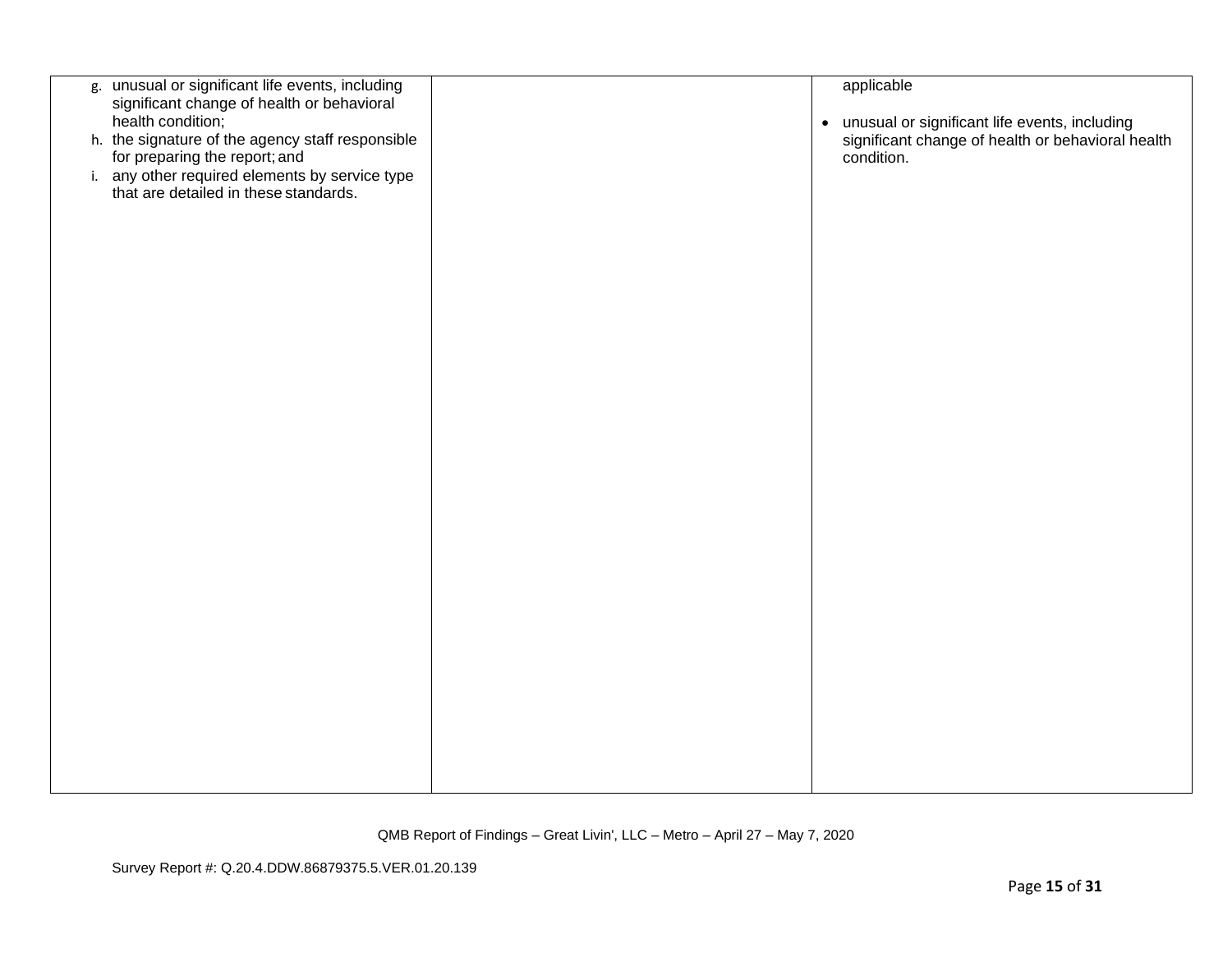| | | |
|---|---|---|
| g. unusual or significant life events, including significant change of health or behavioral health condition;<br>h. the signature of the agency staff responsible for preparing the report; and<br>i. any other required elements by service type that are detailed in these standards. | | applicable<br><br>• unusual or significant life events, including significant change of health or behavioral health condition. |

QMB Report of Findings – Great Livin', LLC – Metro – April 27 – May 7, 2020

Survey Report #: Q.20.4.DDW.86879375.5.VER.01.20.139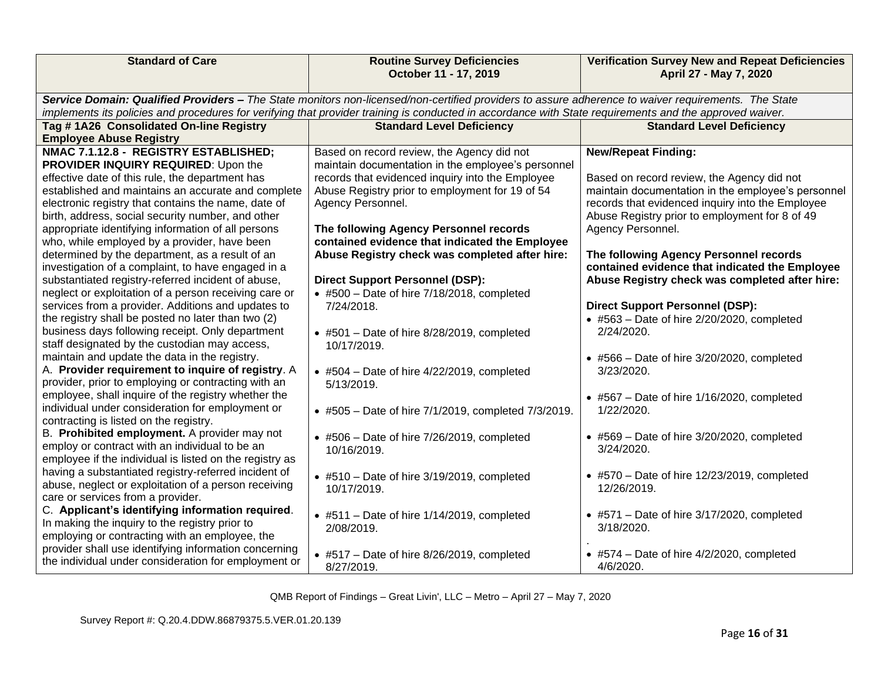| Standard of Care | Routine Survey Deficiencies October 11 - 17, 2019 | Verification Survey New and Repeat Deficiencies April 27 - May 7, 2020 |
|---|---|---|
| ***Service Domain: Qualified Providers –** The State monitors non-licensed/non-certified providers to assure adherence to waiver requirements. The State implements its policies and procedures for verifying that provider training is conducted in accordance with State requirements and the approved waiver.* | | |
| **Tag # 1A26 Consolidated On-line Registry Employee Abuse Registry** | **Standard Level Deficiency** | **Standard Level Deficiency** |
| **NMAC 7.1.12.8 - REGISTRY ESTABLISHED; PROVIDER INQUIRY REQUIRED**: Upon the effective date of this rule, the department has established and maintains an accurate and complete electronic registry that contains the name, date of birth, address, social security number, and other appropriate identifying information of all persons who, while employed by a provider, have been determined by the department, as a result of an investigation of a complaint, to have engaged in a substantiated registry-referred incident of abuse, neglect or exploitation of a person receiving care or services from a provider. Additions and updates to the registry shall be posted no later than two (2) business days following receipt. Only department staff designated by the custodian may access, maintain and update the data in the registry.<br>A. **Provider requirement to inquire of registry**. A provider, prior to employing or contracting with an employee, shall inquire of the registry whether the individual under consideration for employment or contracting is listed on the registry.<br>B. **Prohibited employment.** A provider may not employ or contract with an individual to be an employee if the individual is listed on the registry as having a substantiated registry-referred incident of abuse, neglect or exploitation of a person receiving care or services from a provider.<br>C. **Applicant's identifying information required**. In making the inquiry to the registry prior to employing or contracting with an employee, the provider shall use identifying information concerning the individual under consideration for employment or | Based on record review, the Agency did not maintain documentation in the employee's personnel records that evidenced inquiry into the Employee Abuse Registry prior to employment for 19 of 54 Agency Personnel.<br><br>**The following Agency Personnel records contained evidence that indicated the Employee Abuse Registry check was completed after hire:**<br><br>**Direct Support Personnel (DSP):**<br>• #500 – Date of hire 7/18/2018, completed 7/24/2018.<br><br>• #501 – Date of hire 8/28/2019, completed 10/17/2019.<br><br>• #504 – Date of hire 4/22/2019, completed 5/13/2019.<br><br>• #505 – Date of hire 7/1/2019, completed 7/3/2019.<br><br>• #506 – Date of hire 7/26/2019, completed 10/16/2019.<br><br>• #510 – Date of hire 3/19/2019, completed 10/17/2019.<br><br>• #511 – Date of hire 1/14/2019, completed 2/08/2019.<br><br>• #517 – Date of hire 8/26/2019, completed 8/27/2019. | **New/Repeat Finding:**<br><br>Based on record review, the Agency did not maintain documentation in the employee's personnel records that evidenced inquiry into the Employee Abuse Registry prior to employment for 8 of 49 Agency Personnel.<br><br>**The following Agency Personnel records contained evidence that indicated the Employee Abuse Registry check was completed after hire:**<br><br>**Direct Support Personnel (DSP):**<br>• #563 – Date of hire 2/20/2020, completed 2/24/2020.<br><br>• #566 – Date of hire 3/20/2020, completed 3/23/2020.<br><br>• #567 – Date of hire 1/16/2020, completed 1/22/2020.<br><br>• #569 – Date of hire 3/20/2020, completed 3/24/2020.<br><br>• #570 – Date of hire 12/23/2019, completed 12/26/2019.<br><br>• #571 – Date of hire 3/17/2020, completed 3/18/2020.<br>.<br>• #574 – Date of hire 4/2/2020, completed 4/6/2020. |

QMB Report of Findings – Great Livin', LLC – Metro – April 27 – May 7, 2020

Survey Report #: Q.20.4.DDW.86879375.5.VER.01.20.139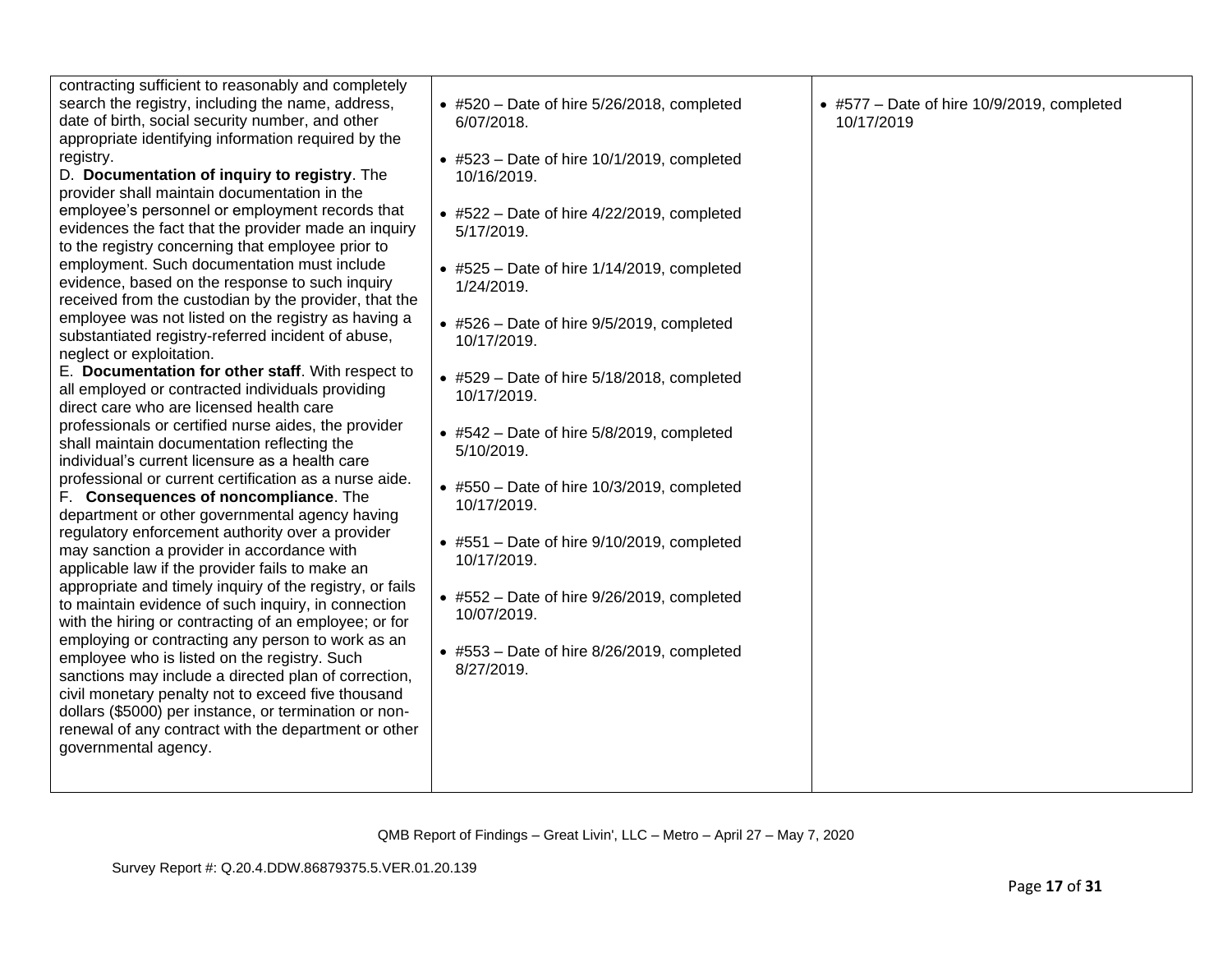| | | |
|---|---|---|
| contracting sufficient to reasonably and completely search the registry, including the name, address, date of birth, social security number, and other appropriate identifying information required by the registry.<br>D. **Documentation of inquiry to registry**. The provider shall maintain documentation in the employee's personnel or employment records that evidences the fact that the provider made an inquiry to the registry concerning that employee prior to employment. Such documentation must include evidence, based on the response to such inquiry received from the custodian by the provider, that the employee was not listed on the registry as having a substantiated registry-referred incident of abuse, neglect or exploitation.<br>E. **Documentation for other staff**. With respect to all employed or contracted individuals providing direct care who are licensed health care professionals or certified nurse aides, the provider shall maintain documentation reflecting the individual's current licensure as a health care professional or current certification as a nurse aide.<br>F. **Consequences of noncompliance**. The department or other governmental agency having regulatory enforcement authority over a provider may sanction a provider in accordance with applicable law if the provider fails to make an appropriate and timely inquiry of the registry, or fails to maintain evidence of such inquiry, in connection with the hiring or contracting of an employee; or for employing or contracting any person to work as an employee who is listed on the registry. Such sanctions may include a directed plan of correction, civil monetary penalty not to exceed five thousand dollars ($5000) per instance, or termination or non-renewal of any contract with the department or other governmental agency. | • #520 – Date of hire 5/26/2018, completed 6/07/2018.<br><br>• #523 – Date of hire 10/1/2019, completed 10/16/2019.<br><br>• #522 – Date of hire 4/22/2019, completed 5/17/2019.<br><br>• #525 – Date of hire 1/14/2019, completed 1/24/2019.<br><br>• #526 – Date of hire 9/5/2019, completed 10/17/2019.<br><br>• #529 – Date of hire 5/18/2018, completed 10/17/2019.<br><br>• #542 – Date of hire 5/8/2019, completed 5/10/2019.<br><br>• #550 – Date of hire 10/3/2019, completed 10/17/2019.<br><br>• #551 – Date of hire 9/10/2019, completed 10/17/2019.<br><br>• #552 – Date of hire 9/26/2019, completed 10/07/2019.<br><br>• #553 – Date of hire 8/26/2019, completed 8/27/2019. | • #577 – Date of hire 10/9/2019, completed 10/17/2019 |

QMB Report of Findings – Great Livin', LLC – Metro – April 27 – May 7, 2020

Survey Report #: Q.20.4.DDW.86879375.5.VER.01.20.139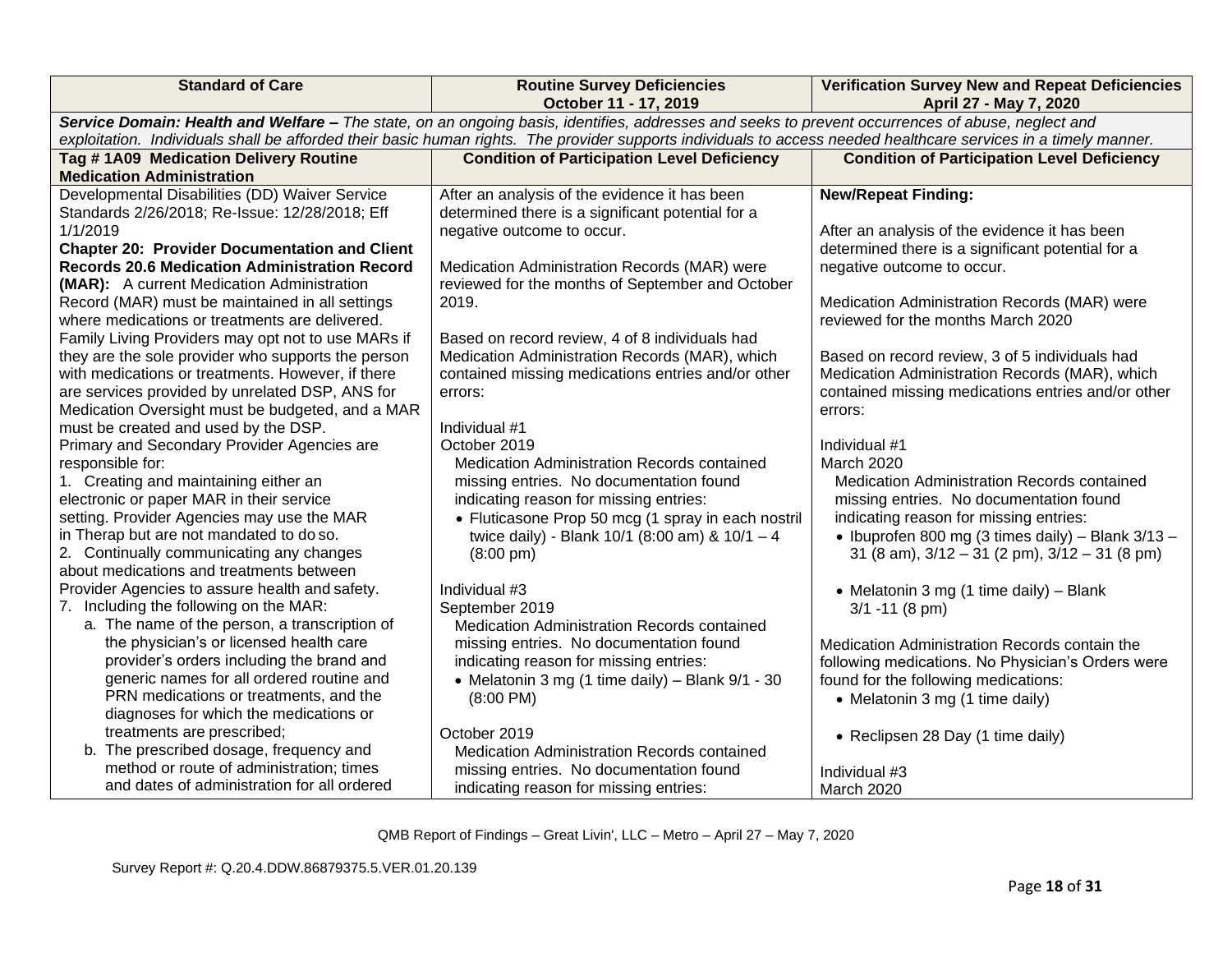| Standard of Care | Routine Survey Deficiencies October 11 - 17, 2019 | Verification Survey New and Repeat Deficiencies April 27 - May 7, 2020 |
|---|---|---|
| ***Service Domain: Health and Welfare –*** *The state, on an ongoing basis, identifies, addresses and seeks to prevent occurrences of abuse, neglect and exploitation. Individuals shall be afforded their basic human rights. The provider supports individuals to access needed healthcare services in a timely manner.* | | |
| **Tag # 1A09 Medication Delivery Routine Medication Administration** | **Condition of Participation Level Deficiency** | **Condition of Participation Level Deficiency** |
| Developmental Disabilities (DD) Waiver Service Standards 2/26/2018; Re-Issue: 12/28/2018; Eff 1/1/2019<br>**Chapter 20: Provider Documentation and Client Records 20.6 Medication Administration Record (MAR):** A current Medication Administration Record (MAR) must be maintained in all settings where medications or treatments are delivered. Family Living Providers may opt not to use MARs if they are the sole provider who supports the person with medications or treatments. However, if there are services provided by unrelated DSP, ANS for Medication Oversight must be budgeted, and a MAR must be created and used by the DSP.<br>Primary and Secondary Provider Agencies are responsible for:<br>1. Creating and maintaining either an electronic or paper MAR in their service setting. Provider Agencies may use the MAR in Therap but are not mandated to do so.<br>2. Continually communicating any changes about medications and treatments between Provider Agencies to assure health and safety.<br>7. Including the following on the MAR:<br>a. The name of the person, a transcription of the physician's or licensed health care provider's orders including the brand and generic names for all ordered routine and PRN medications or treatments, and the diagnoses for which the medications or treatments are prescribed;<br>b. The prescribed dosage, frequency and method or route of administration; times and dates of administration for all ordered | After an analysis of the evidence it has been determined there is a significant potential for a negative outcome to occur.<br><br>Medication Administration Records (MAR) were reviewed for the months of September and October 2019.<br><br>Based on record review, 4 of 8 individuals had Medication Administration Records (MAR), which contained missing medications entries and/or other errors:<br><br>Individual #1<br>October 2019<br>Medication Administration Records contained missing entries. No documentation found indicating reason for missing entries:<br>• Fluticasone Prop 50 mcg (1 spray in each nostril twice daily) - Blank 10/1 (8:00 am) & 10/1 – 4 (8:00 pm)<br><br>Individual #3<br>September 2019<br>Medication Administration Records contained missing entries. No documentation found indicating reason for missing entries:<br>• Melatonin 3 mg (1 time daily) – Blank 9/1 - 30 (8:00 PM)<br><br>October 2019<br>Medication Administration Records contained missing entries. No documentation found indicating reason for missing entries: | **New/Repeat Finding:**<br><br>After an analysis of the evidence it has been determined there is a significant potential for a negative outcome to occur.<br><br>Medication Administration Records (MAR) were reviewed for the months March 2020<br><br>Based on record review, 3 of 5 individuals had Medication Administration Records (MAR), which contained missing medications entries and/or other errors:<br><br>Individual #1<br>March 2020<br>Medication Administration Records contained missing entries. No documentation found indicating reason for missing entries:<br>• Ibuprofen 800 mg (3 times daily) – Blank 3/13 – 31 (8 am), 3/12 – 31 (2 pm), 3/12 – 31 (8 pm)<br><br>• Melatonin 3 mg (1 time daily) – Blank 3/1 -11 (8 pm)<br><br>Medication Administration Records contain the following medications. No Physician's Orders were found for the following medications:<br>• Melatonin 3 mg (1 time daily)<br><br>• Reclipsen 28 Day (1 time daily)<br><br>Individual #3<br>March 2020 |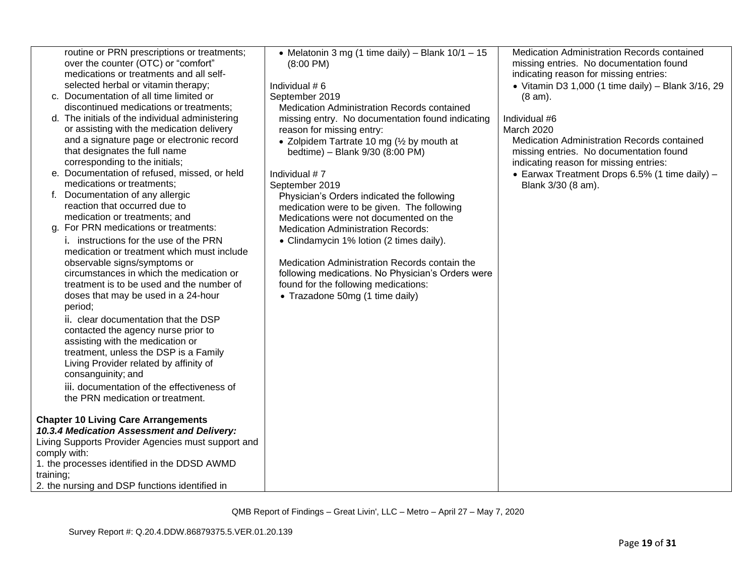| | | |
|---|---|---|
| routine or PRN prescriptions or treatments; over the counter (OTC) or "comfort" medications or treatments and all self-selected herbal or vitamin therapy;<br>c. Documentation of all time limited or discontinued medications or treatments;<br>d. The initials of the individual administering or assisting with the medication delivery and a signature page or electronic record that designates the full name corresponding to the initials;<br>e. Documentation of refused, missed, or held medications or treatments;<br>f. Documentation of any allergic reaction that occurred due to medication or treatments; and<br>g. For PRN medications or treatments:<br>i. instructions for the use of the PRN medication or treatment which must include observable signs/symptoms or circumstances in which the medication or treatment is to be used and the number of doses that may be used in a 24-hour period;<br>ii. clear documentation that the DSP contacted the agency nurse prior to assisting with the medication or treatment, unless the DSP is a Family Living Provider related by affinity of consanguinity; and<br>iii. documentation of the effectiveness of the PRN medication or treatment.<br><br>**Chapter 10 Living Care Arrangements**<br>***10.3.4 Medication Assessment and Delivery:***<br>Living Supports Provider Agencies must support and comply with:<br>1. the processes identified in the DDSD AWMD training;<br>2. the nursing and DSP functions identified in | • Melatonin 3 mg (1 time daily) – Blank 10/1 – 15 (8:00 PM)<br><br>Individual # 6<br>September 2019<br>Medication Administration Records contained missing entry. No documentation found indicating reason for missing entry:<br>• Zolpidem Tartrate 10 mg (½ by mouth at bedtime) – Blank 9/30 (8:00 PM)<br><br>Individual # 7<br>September 2019<br>Physician's Orders indicated the following medication were to be given. The following Medications were not documented on the Medication Administration Records:<br>• Clindamycin 1% lotion (2 times daily).<br><br>Medication Administration Records contain the following medications. No Physician's Orders were found for the following medications:<br>• Trazadone 50mg (1 time daily) | Medication Administration Records contained missing entries. No documentation found indicating reason for missing entries:<br>• Vitamin D3 1,000 (1 time daily) – Blank 3/16, 29 (8 am).<br><br>Individual #6<br>March 2020<br>Medication Administration Records contained missing entries. No documentation found indicating reason for missing entries:<br>• Earwax Treatment Drops 6.5% (1 time daily) – Blank 3/30 (8 am). |

QMB Report of Findings – Great Livin', LLC – Metro – April 27 – May 7, 2020

Survey Report #: Q.20.4.DDW.86879375.5.VER.01.20.139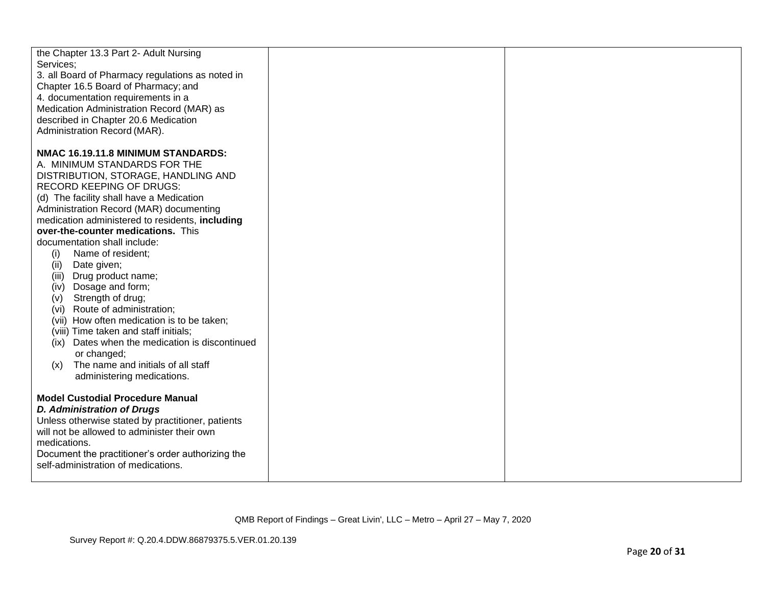| | | |
|---|---|---|
| the Chapter 13.3 Part 2- Adult Nursing Services;<br>3. all Board of Pharmacy regulations as noted in Chapter 16.5 Board of Pharmacy; and<br>4. documentation requirements in a Medication Administration Record (MAR) as described in Chapter 20.6 Medication Administration Record (MAR).<br><br>**NMAC 16.19.11.8 MINIMUM STANDARDS:**<br>A. MINIMUM STANDARDS FOR THE DISTRIBUTION, STORAGE, HANDLING AND RECORD KEEPING OF DRUGS:<br>(d) The facility shall have a Medication Administration Record (MAR) documenting medication administered to residents, **including over-the-counter medications.** This documentation shall include:<br>(i) Name of resident;<br>(ii) Date given;<br>(iii) Drug product name;<br>(iv) Dosage and form;<br>(v) Strength of drug;<br>(vi) Route of administration;<br>(vii) How often medication is to be taken;<br>(viii) Time taken and staff initials;<br>(ix) Dates when the medication is discontinued or changed;<br>(x) The name and initials of all staff administering medications.<br><br>**Model Custodial Procedure Manual**<br>***D. Administration of Drugs***<br>Unless otherwise stated by practitioner, patients will not be allowed to administer their own medications.<br>Document the practitioner's order authorizing the self-administration of medications. | | |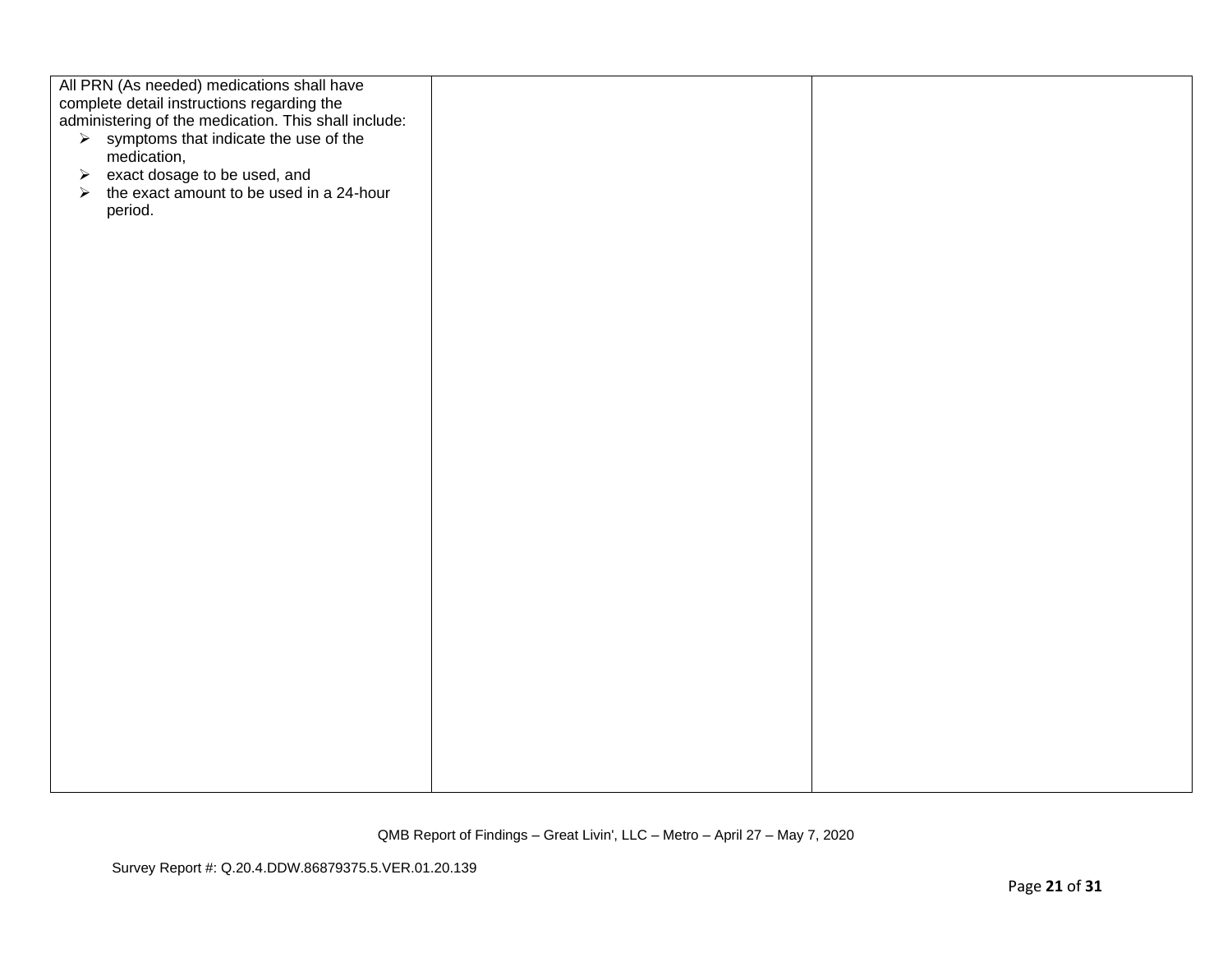| | | |
|---|---|---|
| All PRN (As needed) medications shall have complete detail instructions regarding the administering of the medication. This shall include:<br>➢ symptoms that indicate the use of the medication,<br>➢ exact dosage to be used, and<br>➢ the exact amount to be used in a 24-hour period. | | |

QMB Report of Findings – Great Livin', LLC – Metro – April 27 – May 7, 2020

Survey Report #: Q.20.4.DDW.86879375.5.VER.01.20.139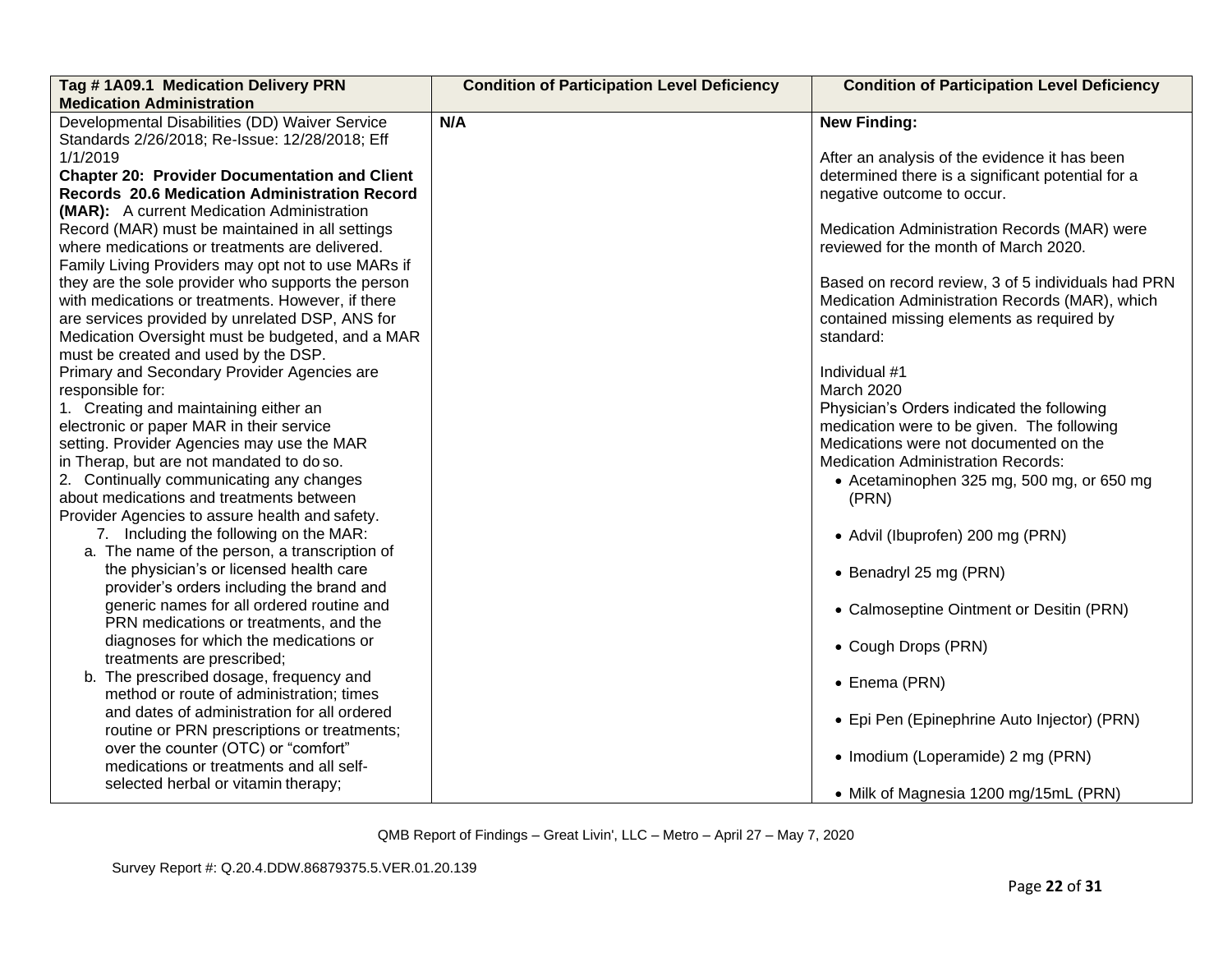| Tag # 1A09.1 Medication Delivery PRN Medication Administration | Condition of Participation Level Deficiency | Condition of Participation Level Deficiency |
|---|---|---|
| Developmental Disabilities (DD) Waiver Service Standards 2/26/2018; Re-Issue: 12/28/2018; Eff 1/1/2019<br>**Chapter 20: Provider Documentation and Client Records 20.6 Medication Administration Record (MAR):** A current Medication Administration Record (MAR) must be maintained in all settings where medications or treatments are delivered. Family Living Providers may opt not to use MARs if they are the sole provider who supports the person with medications or treatments. However, if there are services provided by unrelated DSP, ANS for Medication Oversight must be budgeted, and a MAR must be created and used by the DSP.<br>Primary and Secondary Provider Agencies are responsible for:<br>1. Creating and maintaining either an electronic or paper MAR in their service setting. Provider Agencies may use the MAR in Therap, but are not mandated to do so.<br>2. Continually communicating any changes about medications and treatments between Provider Agencies to assure health and safety.<br>7. Including the following on the MAR:<br>a. The name of the person, a transcription of the physician's or licensed health care provider's orders including the brand and generic names for all ordered routine and PRN medications or treatments, and the diagnoses for which the medications or treatments are prescribed;<br>b. The prescribed dosage, frequency and method or route of administration; times and dates of administration for all ordered routine or PRN prescriptions or treatments; over the counter (OTC) or "comfort" medications or treatments and all self-selected herbal or vitamin therapy; | **N/A** | **New Finding:**<br><br>After an analysis of the evidence it has been determined there is a significant potential for a negative outcome to occur.<br><br>Medication Administration Records (MAR) were reviewed for the month of March 2020.<br><br>Based on record review, 3 of 5 individuals had PRN Medication Administration Records (MAR), which contained missing elements as required by standard:<br><br>Individual #1<br>March 2020<br>Physician's Orders indicated the following medication were to be given. The following Medications were not documented on the Medication Administration Records:<br>• Acetaminophen 325 mg, 500 mg, or 650 mg (PRN)<br>• Advil (Ibuprofen) 200 mg (PRN)<br>• Benadryl 25 mg (PRN)<br>• Calmoseptine Ointment or Desitin (PRN)<br>• Cough Drops (PRN)<br>• Enema (PRN)<br>• Epi Pen (Epinephrine Auto Injector) (PRN)<br>• Imodium (Loperamide) 2 mg (PRN)<br>• Milk of Magnesia 1200 mg/15mL (PRN) |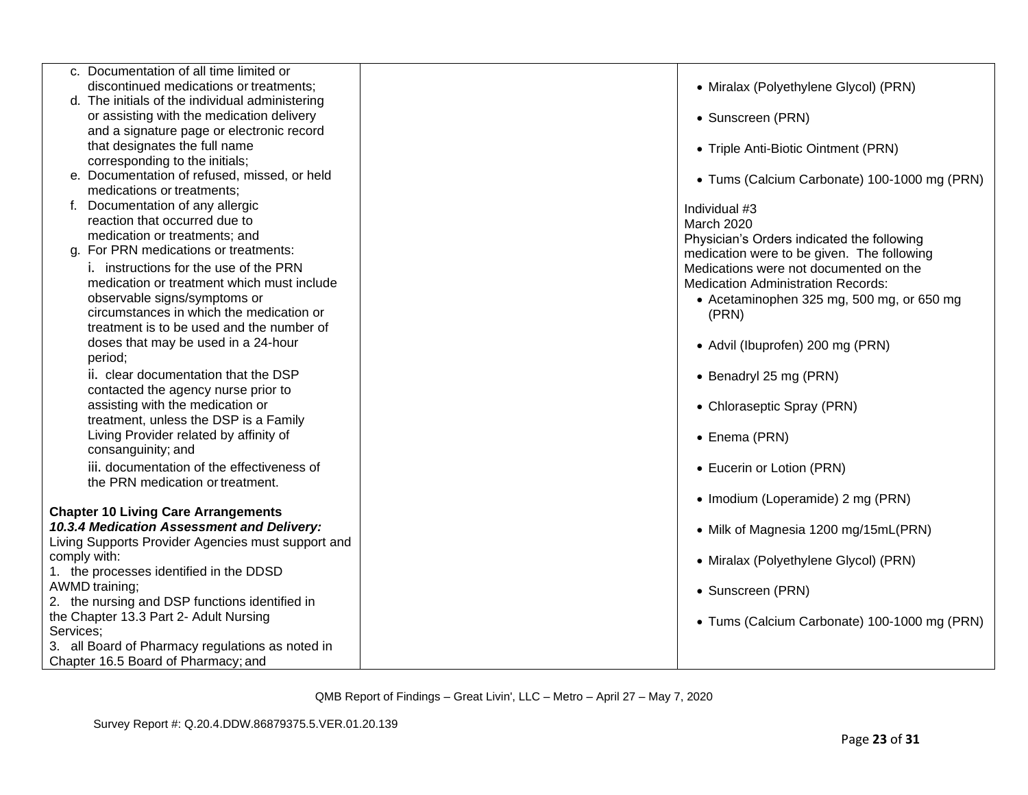| | | |
|---|---|---|
| c. Documentation of all time limited or discontinued medications or treatments;<br>d. The initials of the individual administering or assisting with the medication delivery and a signature page or electronic record that designates the full name corresponding to the initials;<br>e. Documentation of refused, missed, or held medications or treatments;<br>f. Documentation of any allergic reaction that occurred due to medication or treatments; and<br>g. For PRN medications or treatments:<br>i. instructions for the use of the PRN medication or treatment which must include observable signs/symptoms or circumstances in which the medication or treatment is to be used and the number of doses that may be used in a 24-hour period;<br>ii. clear documentation that the DSP contacted the agency nurse prior to assisting with the medication or treatment, unless the DSP is a Family Living Provider related by affinity of consanguinity; and<br>iii. documentation of the effectiveness of the PRN medication or treatment.<br><br>**Chapter 10 Living Care Arrangements**<br>***10.3.4 Medication Assessment and Delivery:*** Living Supports Provider Agencies must support and comply with:<br>1. the processes identified in the DDSD AWMD training;<br>2. the nursing and DSP functions identified in the Chapter 13.3 Part 2- Adult Nursing Services;<br>3. all Board of Pharmacy regulations as noted in Chapter 16.5 Board of Pharmacy; and | | • Miralax (Polyethylene Glycol) (PRN)<br><br>• Sunscreen (PRN)<br><br>• Triple Anti-Biotic Ointment (PRN)<br><br>• Tums (Calcium Carbonate) 100-1000 mg (PRN)<br><br>Individual #3<br>March 2020<br>Physician's Orders indicated the following medication were to be given. The following Medications were not documented on the Medication Administration Records:<br>• Acetaminophen 325 mg, 500 mg, or 650 mg (PRN)<br><br>• Advil (Ibuprofen) 200 mg (PRN)<br><br>• Benadryl 25 mg (PRN)<br><br>• Chloraseptic Spray (PRN)<br><br>• Enema (PRN)<br><br>• Eucerin or Lotion (PRN)<br><br>• Imodium (Loperamide) 2 mg (PRN)<br><br>• Milk of Magnesia 1200 mg/15mL(PRN)<br><br>• Miralax (Polyethylene Glycol) (PRN)<br><br>• Sunscreen (PRN)<br><br>• Tums (Calcium Carbonate) 100-1000 mg (PRN) |

QMB Report of Findings – Great Livin', LLC – Metro – April 27 – May 7, 2020

Survey Report #: Q.20.4.DDW.86879375.5.VER.01.20.139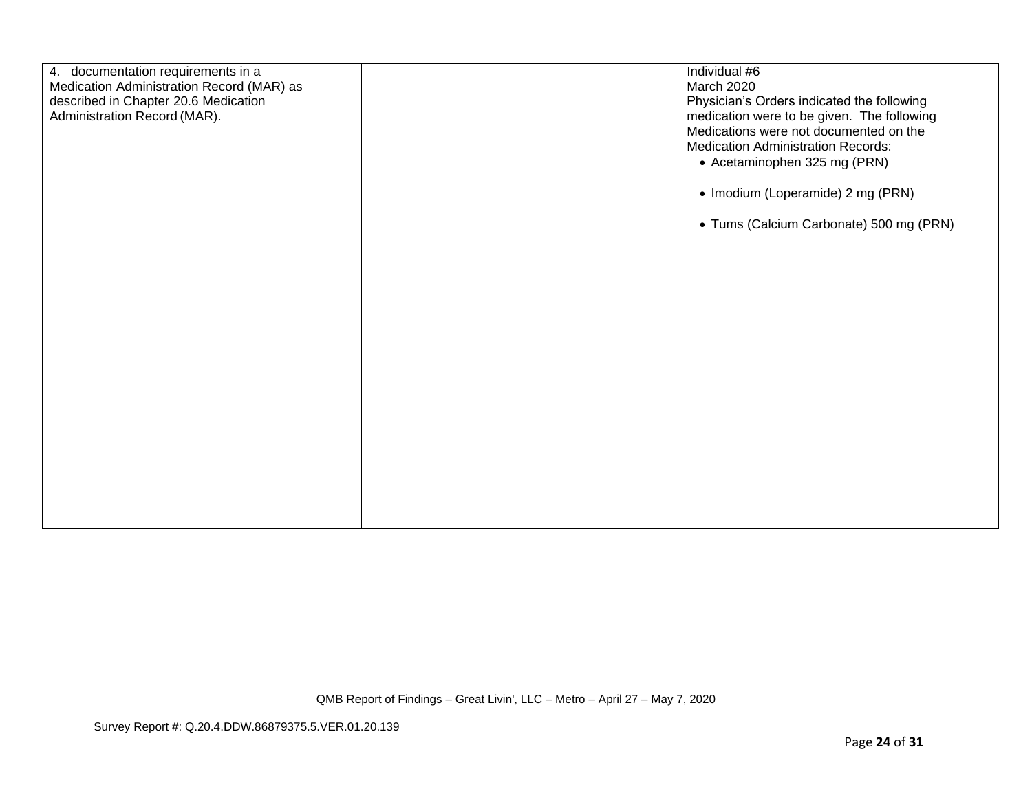| | | |
|---|---|---|
| 4. documentation requirements in a Medication Administration Record (MAR) as described in Chapter 20.6 Medication Administration Record (MAR). | | Individual #6<br>March 2020<br>Physician's Orders indicated the following medication were to be given. The following Medications were not documented on the Medication Administration Records:<br>• Acetaminophen 325 mg (PRN)<br><br>• Imodium (Loperamide) 2 mg (PRN)<br><br>• Tums (Calcium Carbonate) 500 mg (PRN) |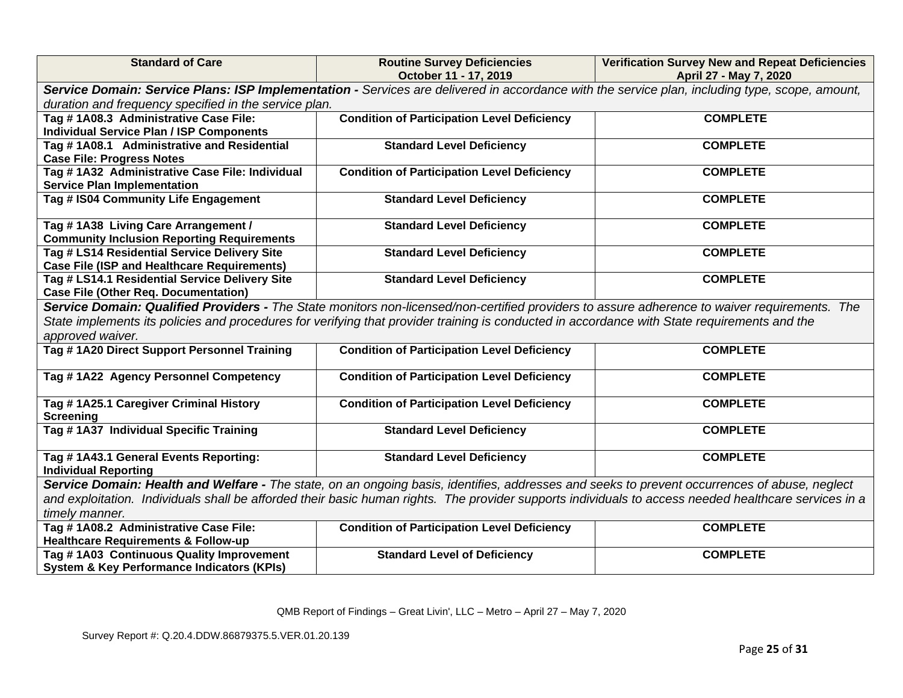| Standard of Care | Routine Survey Deficiencies October 11 - 17, 2019 | Verification Survey New and Repeat Deficiencies April 27 - May 7, 2020 |
|---|---|---|
| ***Service Domain: Service Plans: ISP Implementation -*** *Services are delivered in accordance with the service plan, including type, scope, amount, duration and frequency specified in the service plan.* | | |
| **Tag # 1A08.3 Administrative Case File: Individual Service Plan / ISP Components** | **Condition of Participation Level Deficiency** | **COMPLETE** |
| **Tag # 1A08.1 Administrative and Residential Case File: Progress Notes** | **Standard Level Deficiency** | **COMPLETE** |
| **Tag # 1A32 Administrative Case File: Individual Service Plan Implementation** | **Condition of Participation Level Deficiency** | **COMPLETE** |
| **Tag # IS04 Community Life Engagement** | **Standard Level Deficiency** | **COMPLETE** |
| **Tag # 1A38 Living Care Arrangement / Community Inclusion Reporting Requirements** | **Standard Level Deficiency** | **COMPLETE** |
| **Tag # LS14 Residential Service Delivery Site Case File (ISP and Healthcare Requirements)** | **Standard Level Deficiency** | **COMPLETE** |
| **Tag # LS14.1 Residential Service Delivery Site Case File (Other Req. Documentation)** | **Standard Level Deficiency** | **COMPLETE** |
| ***Service Domain: Qualified Providers -*** *The State monitors non-licensed/non-certified providers to assure adherence to waiver requirements. The State implements its policies and procedures for verifying that provider training is conducted in accordance with State requirements and the approved waiver.* | | |
| **Tag # 1A20 Direct Support Personnel Training** | **Condition of Participation Level Deficiency** | **COMPLETE** |
| **Tag # 1A22 Agency Personnel Competency** | **Condition of Participation Level Deficiency** | **COMPLETE** |
| **Tag # 1A25.1 Caregiver Criminal History Screening** | **Condition of Participation Level Deficiency** | **COMPLETE** |
| **Tag # 1A37 Individual Specific Training** | **Standard Level Deficiency** | **COMPLETE** |
| **Tag # 1A43.1 General Events Reporting: Individual Reporting** | **Standard Level Deficiency** | **COMPLETE** |
| ***Service Domain: Health and Welfare -*** *The state, on an ongoing basis, identifies, addresses and seeks to prevent occurrences of abuse, neglect and exploitation. Individuals shall be afforded their basic human rights. The provider supports individuals to access needed healthcare services in a timely manner.* | | |
| **Tag # 1A08.2 Administrative Case File: Healthcare Requirements & Follow-up** | **Condition of Participation Level Deficiency** | **COMPLETE** |
| **Tag # 1A03 Continuous Quality Improvement System & Key Performance Indicators (KPIs)** | **Standard Level of Deficiency** | **COMPLETE** |

QMB Report of Findings – Great Livin', LLC – Metro – April 27 – May 7, 2020

Survey Report #: Q.20.4.DDW.86879375.5.VER.01.20.139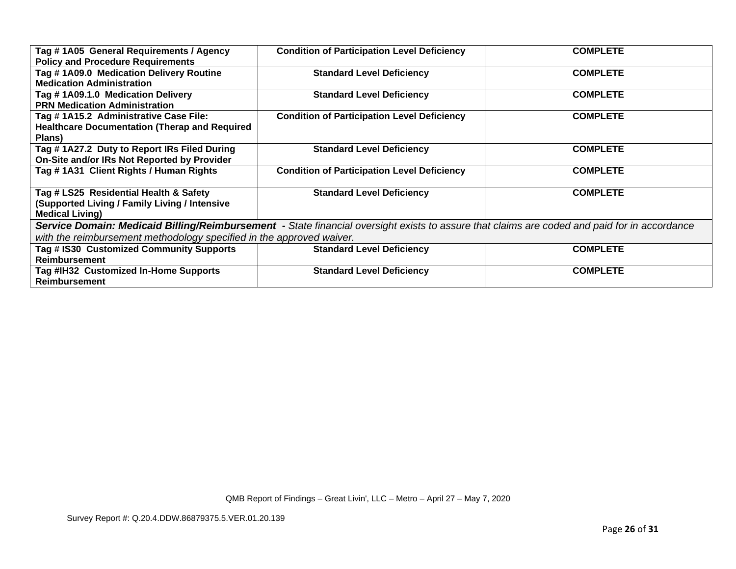| | | |
|---|---|---|
| **Tag # 1A05 General Requirements / Agency Policy and Procedure Requirements** | **Condition of Participation Level Deficiency** | **COMPLETE** |
| **Tag # 1A09.0 Medication Delivery Routine Medication Administration** | **Standard Level Deficiency** | **COMPLETE** |
| **Tag # 1A09.1.0 Medication Delivery PRN Medication Administration** | **Standard Level Deficiency** | **COMPLETE** |
| **Tag # 1A15.2 Administrative Case File: Healthcare Documentation (Therap and Required Plans)** | **Condition of Participation Level Deficiency** | **COMPLETE** |
| **Tag # 1A27.2 Duty to Report IRs Filed During On-Site and/or IRs Not Reported by Provider** | **Standard Level Deficiency** | **COMPLETE** |
| **Tag # 1A31 Client Rights / Human Rights** | **Condition of Participation Level Deficiency** | **COMPLETE** |
| **Tag # LS25 Residential Health & Safety (Supported Living / Family Living / Intensive Medical Living)** | **Standard Level Deficiency** | **COMPLETE** |
| ***Service Domain: Medicaid Billing/Reimbursement*** *- State financial oversight exists to assure that claims are coded and paid for in accordance with the reimbursement methodology specified in the approved waiver.* | | |
| **Tag # IS30 Customized Community Supports Reimbursement** | **Standard Level Deficiency** | **COMPLETE** |
| **Tag #IH32 Customized In-Home Supports Reimbursement** | **Standard Level Deficiency** | **COMPLETE** |

QMB Report of Findings – Great Livin', LLC – Metro – April 27 – May 7, 2020

Survey Report #: Q.20.4.DDW.86879375.5.VER.01.20.139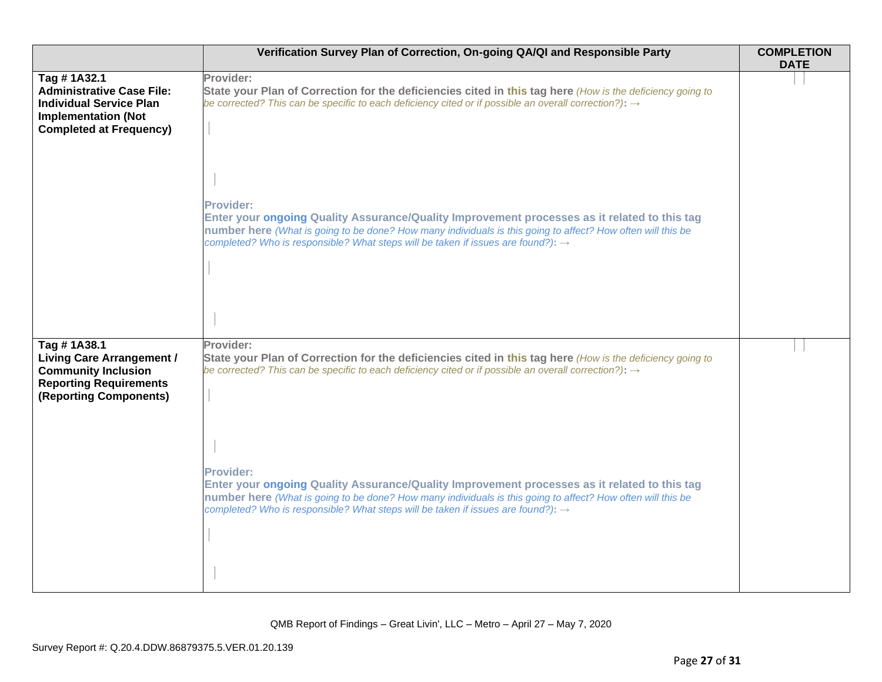| | Verification Survey Plan of Correction, On-going QA/QI and Responsible Party | COMPLETION DATE |
|---|---|---|
| **Tag # 1A32.1 Administrative Case File: Individual Service Plan Implementation (Not Completed at Frequency)** | **Provider:** **State your Plan of Correction for the deficiencies cited in this tag here** *(How is the deficiency going to be corrected? This can be specific to each deficiency cited or if possible an overall correction?)*: → <br><br> **Provider:** **Enter your ongoing Quality Assurance/Quality Improvement processes as it related to this tag number here** *(What is going to be done? How many individuals is this going to affect? How often will this be completed? Who is responsible? What steps will be taken if issues are found?)*: → | |
| **Tag # 1A38.1 Living Care Arrangement / Community Inclusion Reporting Requirements (Reporting Components)** | **Provider:** **State your Plan of Correction for the deficiencies cited in this tag here** *(How is the deficiency going to be corrected? This can be specific to each deficiency cited or if possible an overall correction?)*: → <br><br> **Provider:** **Enter your ongoing Quality Assurance/Quality Improvement processes as it related to this tag number here** *(What is going to be done? How many individuals is this going to affect? How often will this be completed? Who is responsible? What steps will be taken if issues are found?)*: → | |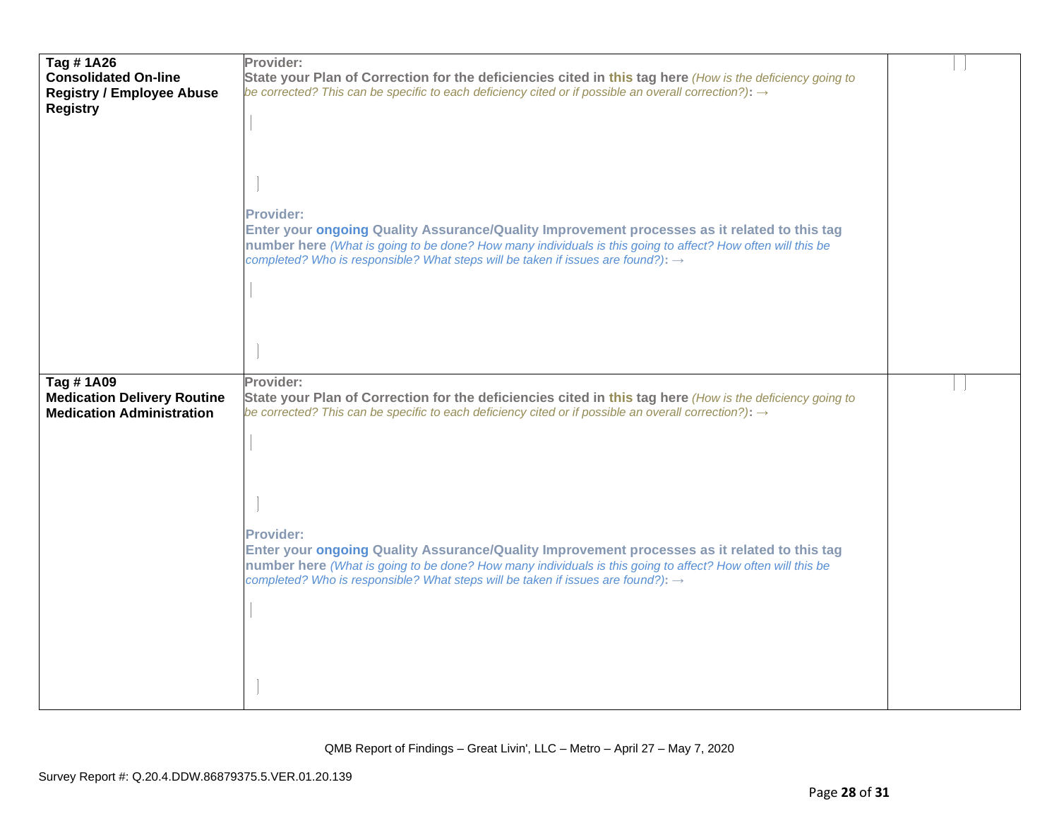| | | |
|---|---|---|
| **Tag # 1A26 Consolidated On-line Registry / Employee Abuse Registry** | **Provider:** **State your Plan of Correction for the deficiencies cited in this tag here** *(How is the deficiency going to be corrected? This can be specific to each deficiency cited or if possible an overall correction?)*: → <br><br><br> **Provider:** **Enter your ongoing Quality Assurance/Quality Improvement processes as it related to this tag number here** *(What is going to be done? How many individuals is this going to affect? How often will this be completed? Who is responsible? What steps will be taken if issues are found?)*: → | |
| **Tag # 1A09 Medication Delivery Routine Medication Administration** | **Provider:** **State your Plan of Correction for the deficiencies cited in this tag here** *(How is the deficiency going to be corrected? This can be specific to each deficiency cited or if possible an overall correction?)*: → <br><br><br> **Provider:** **Enter your ongoing Quality Assurance/Quality Improvement processes as it related to this tag number here** *(What is going to be done? How many individuals is this going to affect? How often will this be completed? Who is responsible? What steps will be taken if issues are found?)*: → | |

QMB Report of Findings – Great Livin', LLC – Metro – April 27 – May 7, 2020

Survey Report #: Q.20.4.DDW.86879375.5.VER.01.20.139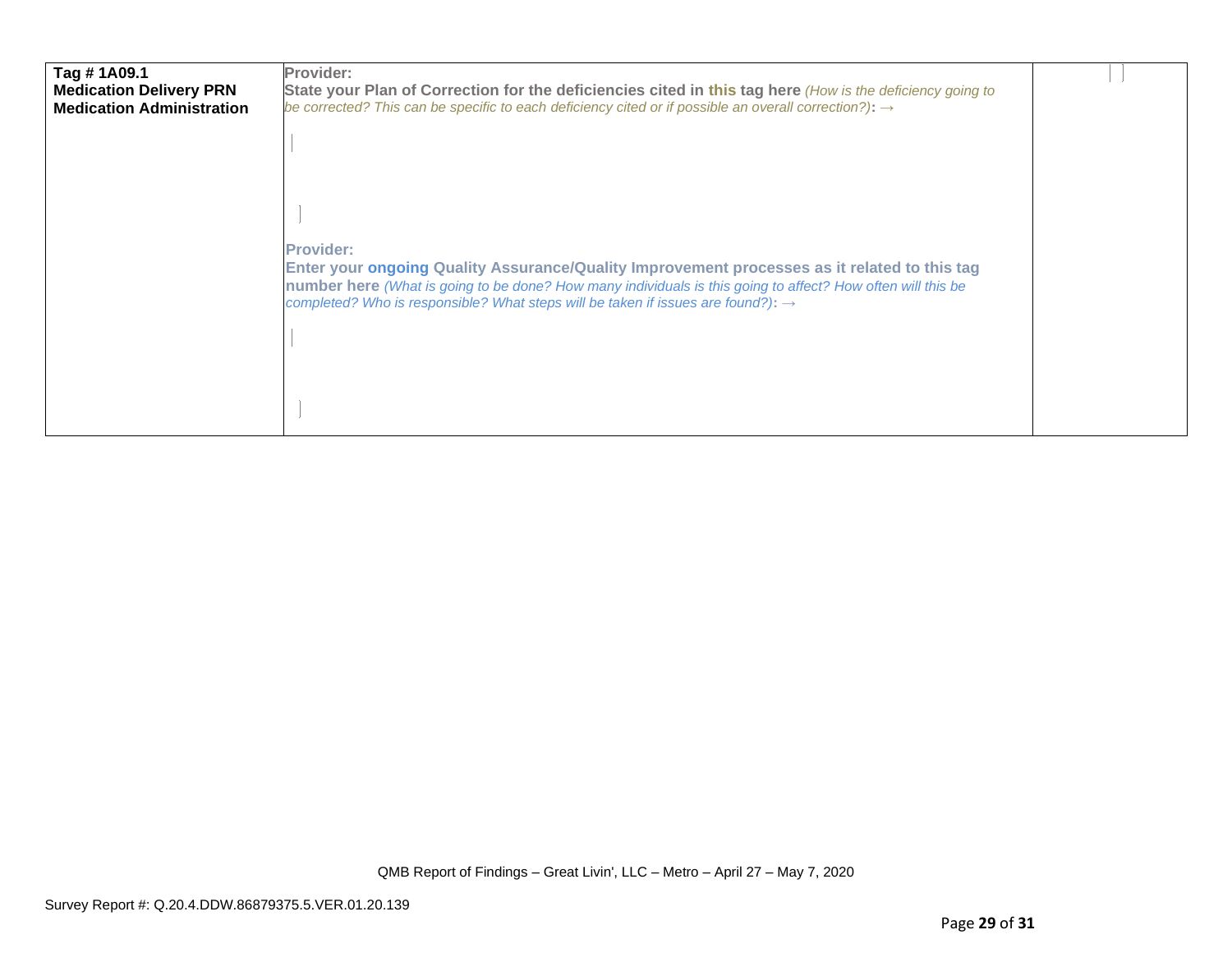| | | |
|---|---|---|
| **Tag # 1A09.1**<br>**Medication Delivery PRN Medication Administration** | **Provider:**<br>**State your Plan of Correction for the deficiencies cited in this tag here** *(How is the deficiency going to be corrected? This can be specific to each deficiency cited or if possible an overall correction?)*: →<br><br><br><br>**Provider:**<br>**Enter your ongoing Quality Assurance/Quality Improvement processes as it related to this tag number here** *(What is going to be done? How many individuals is this going to affect? How often will this be completed? Who is responsible? What steps will be taken if issues are found?)*: → | |

QMB Report of Findings – Great Livin', LLC – Metro – April 27 – May 7, 2020

Survey Report #: Q.20.4.DDW.86879375.5.VER.01.20.139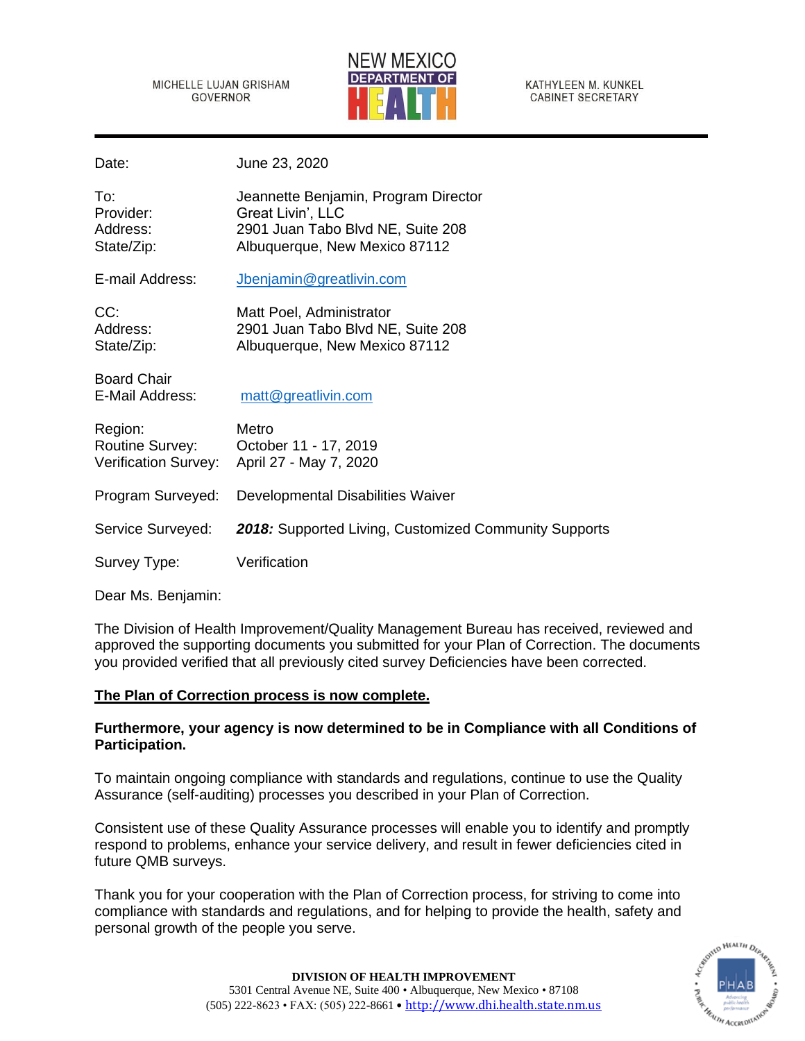MICHELLE LUJAN GRISHAM
GOVERNOR

NEW MEXICO
DEPARTMENT OF
HEALTH

KATHYLEEN M. KUNKEL
CABINET SECRETARY

| | |
|---|---|
| Date: | June 23, 2020 |
| To: | Jeannette Benjamin, Program Director |
| Provider: | Great Livin', LLC |
| Address: | 2901 Juan Tabo Blvd NE, Suite 208 |
| State/Zip: | Albuquerque, New Mexico 87112 |
| E-mail Address: | Jbenjamin@greatlivin.com |
| CC: | Matt Poel, Administrator |
| Address: | 2901 Juan Tabo Blvd NE, Suite 208 |
| State/Zip: | Albuquerque, New Mexico 87112 |
| Board Chair E-Mail Address: | matt@greatlivin.com |
| Region: | Metro |
| Routine Survey: | October 11 - 17, 2019 |
| Verification Survey: | April 27 - May 7, 2020 |
| Program Surveyed: | Developmental Disabilities Waiver |
| Service Surveyed: | ***2018:*** Supported Living, Customized Community Supports |
| Survey Type: | Verification |

Dear Ms. Benjamin:

The Division of Health Improvement/Quality Management Bureau has received, reviewed and approved the supporting documents you submitted for your Plan of Correction. The documents you provided verified that all previously cited survey Deficiencies have been corrected.

**The Plan of Correction process is now complete.**

**Furthermore, your agency is now determined to be in Compliance with all Conditions of Participation.**

To maintain ongoing compliance with standards and regulations, continue to use the Quality Assurance (self-auditing) processes you described in your Plan of Correction.

Consistent use of these Quality Assurance processes will enable you to identify and promptly respond to problems, enhance your service delivery, and result in fewer deficiencies cited in future QMB surveys.

Thank you for your cooperation with the Plan of Correction process, for striving to come into compliance with standards and regulations, and for helping to provide the health, safety and personal growth of the people you serve.

**DIVISION OF HEALTH IMPROVEMENT**
5301 Central Avenue NE, Suite 400 • Albuquerque, New Mexico • 87108
(505) 222-8623 • FAX: (505) 222-8661 • http://www.dhi.health.state.nm.us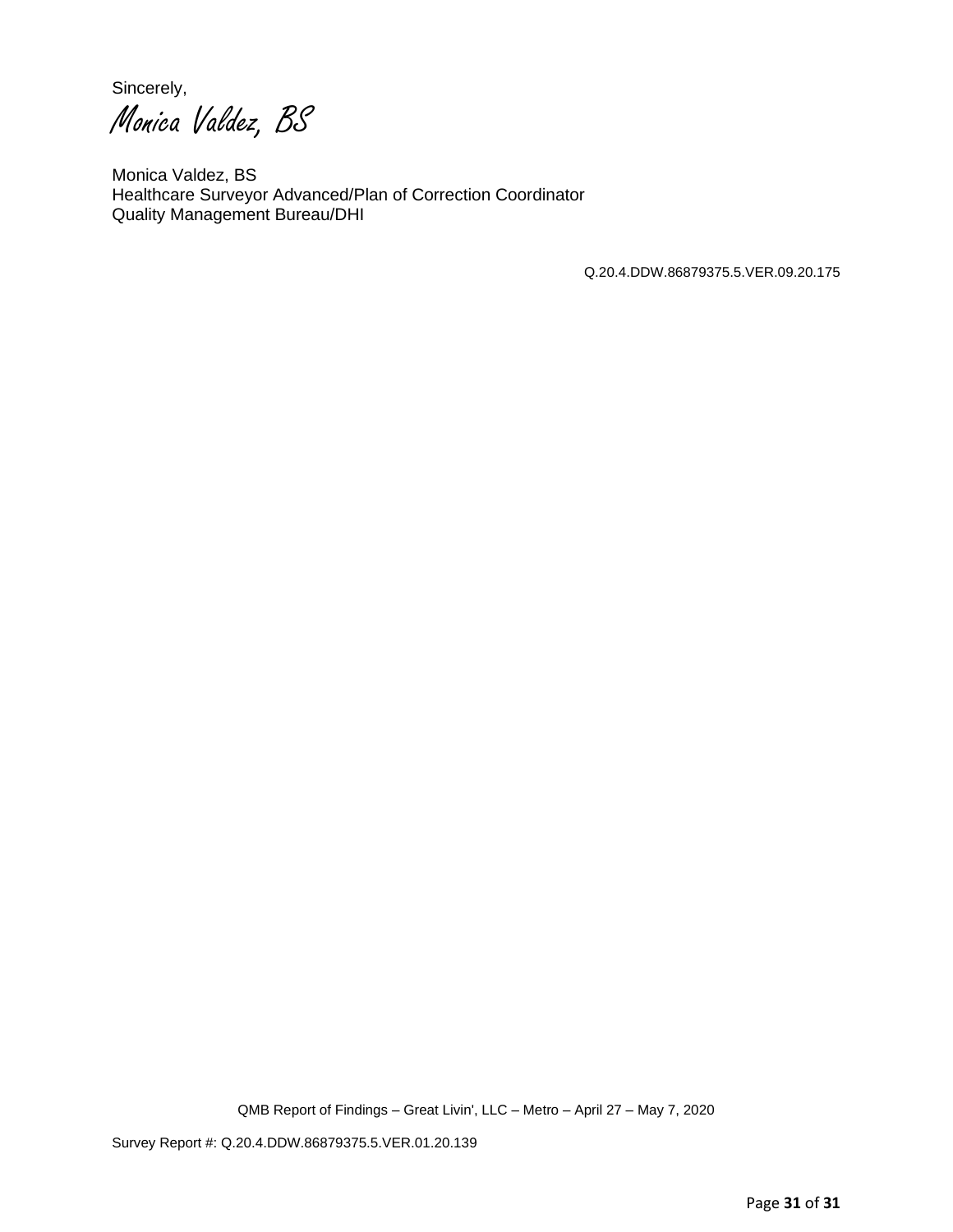Sincerely,

*Monica Valdez, BS*

Monica Valdez, BS
Healthcare Surveyor Advanced/Plan of Correction Coordinator
Quality Management Bureau/DHI

Q.20.4.DDW.86879375.5.VER.09.20.175